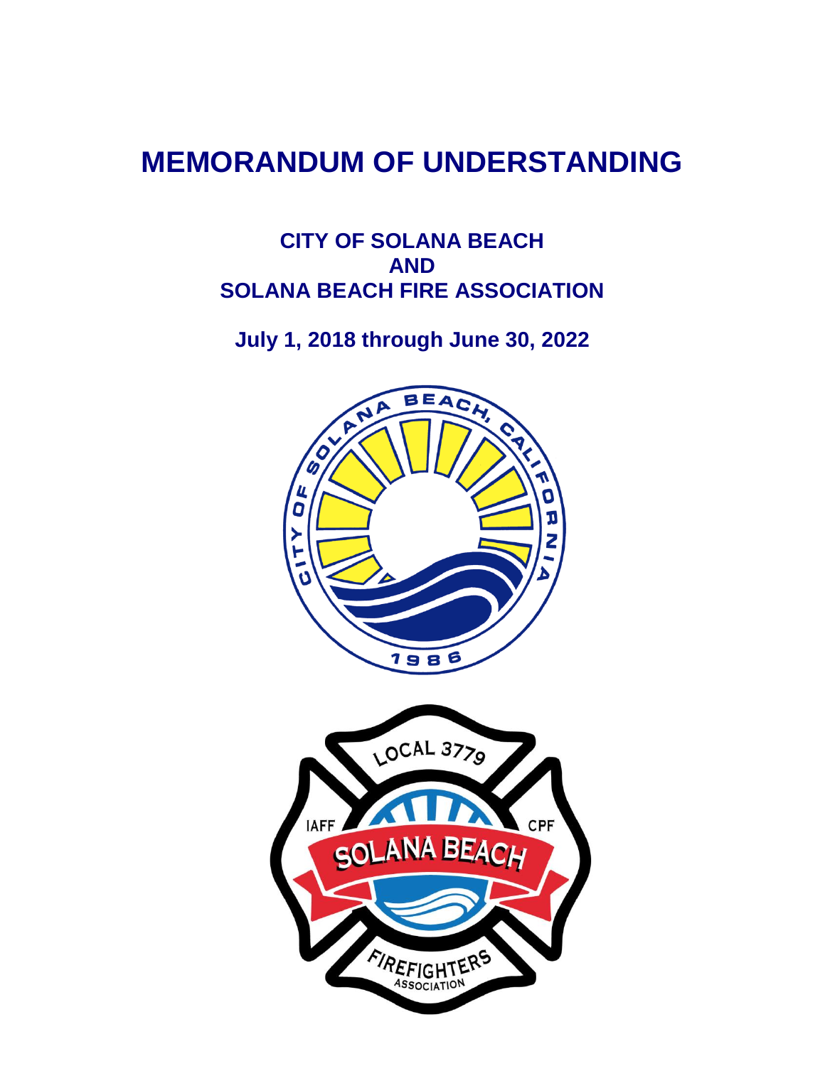# MEMORANDUM OF UNDERSTANDING

## CITY OF SOLANA BEACH
## AND
## SOLANA BEACH FIRE ASSOCIATION

## July 1, 2018 through June 30, 2022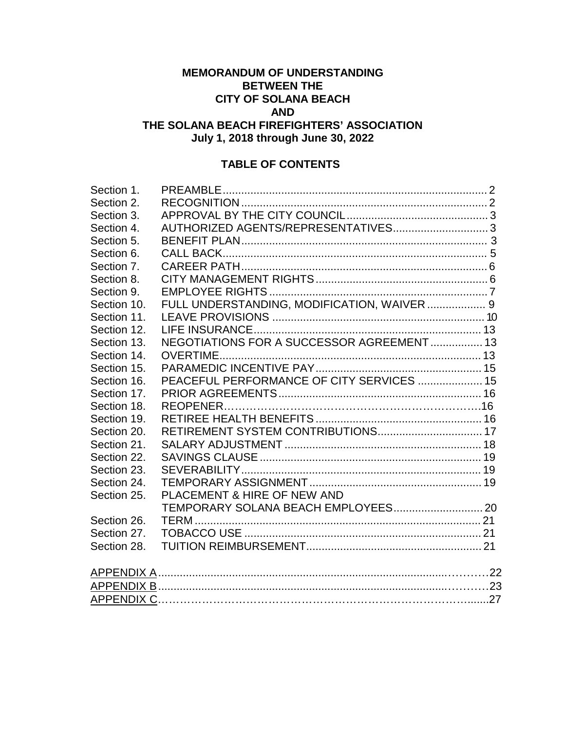**MEMORANDUM OF UNDERSTANDING**
**BETWEEN THE**
**CITY OF SOLANA BEACH**
**AND**
**THE SOLANA BEACH FIREFIGHTERS' ASSOCIATION**
**July 1, 2018 through June 30, 2022**

## TABLE OF CONTENTS

| | | |
|---|---|---|
| Section 1. | PREAMBLE | 2 |
| Section 2. | RECOGNITION | 2 |
| Section 3. | APPROVAL BY THE CITY COUNCIL | 3 |
| Section 4. | AUTHORIZED AGENTS/REPRESENTATIVES | 3 |
| Section 5. | BENEFIT PLAN | 3 |
| Section 6. | CALL BACK | 5 |
| Section 7. | CAREER PATH | 6 |
| Section 8. | CITY MANAGEMENT RIGHTS | 6 |
| Section 9. | EMPLOYEE RIGHTS | 7 |
| Section 10. | FULL UNDERSTANDING, MODIFICATION, WAIVER | 9 |
| Section 11. | LEAVE PROVISIONS | 10 |
| Section 12. | LIFE INSURANCE | 13 |
| Section 13. | NEGOTIATIONS FOR A SUCCESSOR AGREEMENT | 13 |
| Section 14. | OVERTIME | 13 |
| Section 15. | PARAMEDIC INCENTIVE PAY | 15 |
| Section 16. | PEACEFUL PERFORMANCE OF CITY SERVICES | 15 |
| Section 17. | PRIOR AGREEMENTS | 16 |
| Section 18. | REOPENER | 16 |
| Section 19. | RETIREE HEALTH BENEFITS | 16 |
| Section 20. | RETIREMENT SYSTEM CONTRIBUTIONS | 17 |
| Section 21. | SALARY ADJUSTMENT | 18 |
| Section 22. | SAVINGS CLAUSE | 19 |
| Section 23. | SEVERABILITY | 19 |
| Section 24. | TEMPORARY ASSIGNMENT | 19 |
| Section 25. | PLACEMENT & HIRE OF NEW AND TEMPORARY SOLANA BEACH EMPLOYEES | 20 |
| Section 26. | TERM | 21 |
| Section 27. | TOBACCO USE | 21 |
| Section 28. | TUITION REIMBURSEMENT | 21 |

| | |
|---|---|
| APPENDIX A | 22 |
| APPENDIX B | 23 |
| APPENDIX C | 27 |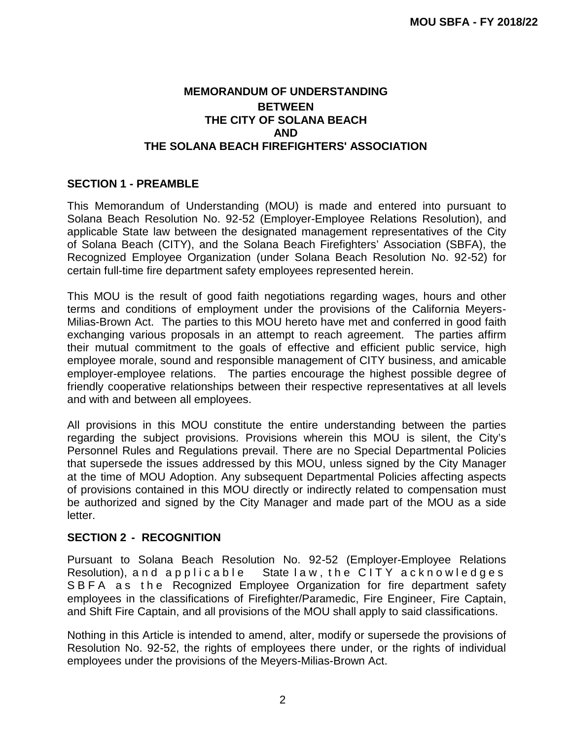# MEMORANDUM OF UNDERSTANDING
## BETWEEN
## THE CITY OF SOLANA BEACH
## AND
## THE SOLANA BEACH FIREFIGHTERS' ASSOCIATION

## SECTION 1 - PREAMBLE

This Memorandum of Understanding (MOU) is made and entered into pursuant to Solana Beach Resolution No. 92-52 (Employer-Employee Relations Resolution), and applicable State law between the designated management representatives of the City of Solana Beach (CITY), and the Solana Beach Firefighters' Association (SBFA), the Recognized Employee Organization (under Solana Beach Resolution No. 92-52) for certain full-time fire department safety employees represented herein.

This MOU is the result of good faith negotiations regarding wages, hours and other terms and conditions of employment under the provisions of the California Meyers-Milias-Brown Act. The parties to this MOU hereto have met and conferred in good faith exchanging various proposals in an attempt to reach agreement. The parties affirm their mutual commitment to the goals of effective and efficient public service, high employee morale, sound and responsible management of CITY business, and amicable employer-employee relations. The parties encourage the highest possible degree of friendly cooperative relationships between their respective representatives at all levels and with and between all employees.

All provisions in this MOU constitute the entire understanding between the parties regarding the subject provisions. Provisions wherein this MOU is silent, the City's Personnel Rules and Regulations prevail. There are no Special Departmental Policies that supersede the issues addressed by this MOU, unless signed by the City Manager at the time of MOU Adoption. Any subsequent Departmental Policies affecting aspects of provisions contained in this MOU directly or indirectly related to compensation must be authorized and signed by the City Manager and made part of the MOU as a side letter.

## SECTION 2 - RECOGNITION

Pursuant to Solana Beach Resolution No. 92-52 (Employer-Employee Relations Resolution), and applicable State law, the CITY acknowledges SBFA as the Recognized Employee Organization for fire department safety employees in the classifications of Firefighter/Paramedic, Fire Engineer, Fire Captain, and Shift Fire Captain, and all provisions of the MOU shall apply to said classifications.

Nothing in this Article is intended to amend, alter, modify or supersede the provisions of Resolution No. 92-52, the rights of employees there under, or the rights of individual employees under the provisions of the Meyers-Milias-Brown Act.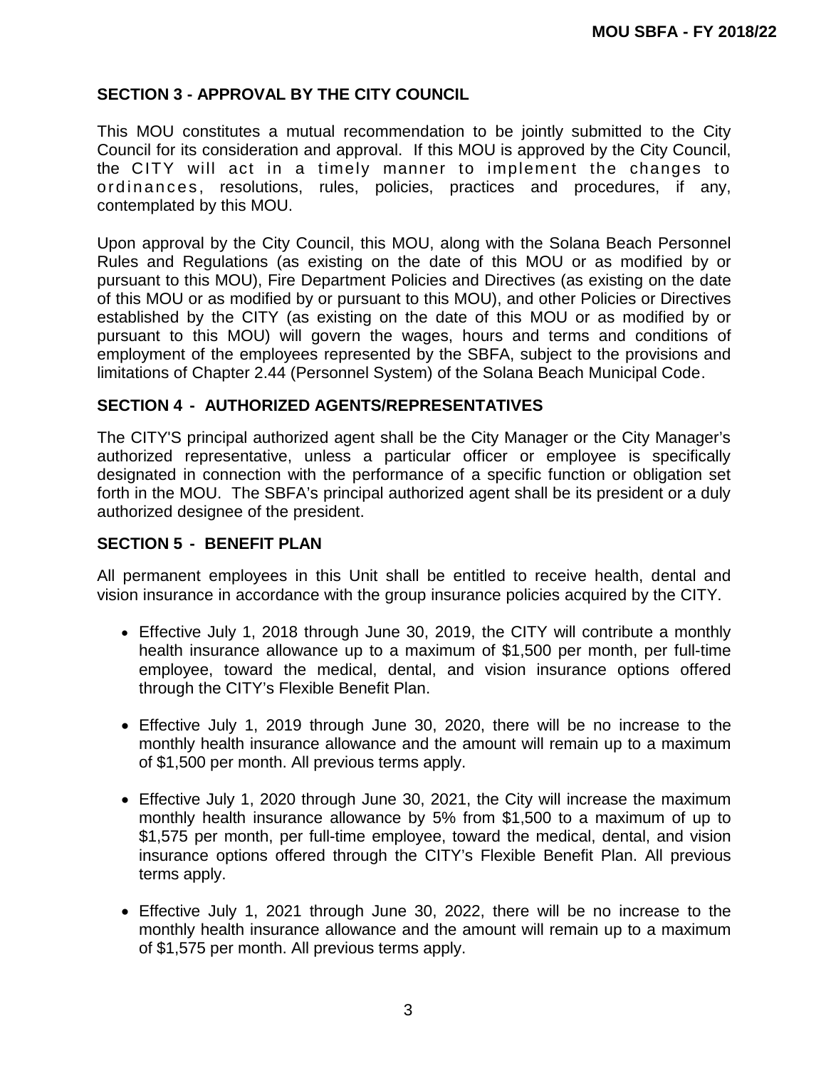## SECTION 3 - APPROVAL BY THE CITY COUNCIL

This MOU constitutes a mutual recommendation to be jointly submitted to the City Council for its consideration and approval. If this MOU is approved by the City Council, the CITY will act in a timely manner to implement the changes to ordinances, resolutions, rules, policies, practices and procedures, if any, contemplated by this MOU.

Upon approval by the City Council, this MOU, along with the Solana Beach Personnel Rules and Regulations (as existing on the date of this MOU or as modified by or pursuant to this MOU), Fire Department Policies and Directives (as existing on the date of this MOU or as modified by or pursuant to this MOU), and other Policies or Directives established by the CITY (as existing on the date of this MOU or as modified by or pursuant to this MOU) will govern the wages, hours and terms and conditions of employment of the employees represented by the SBFA, subject to the provisions and limitations of Chapter 2.44 (Personnel System) of the Solana Beach Municipal Code.

## SECTION 4 - AUTHORIZED AGENTS/REPRESENTATIVES

The CITY'S principal authorized agent shall be the City Manager or the City Manager's authorized representative, unless a particular officer or employee is specifically designated in connection with the performance of a specific function or obligation set forth in the MOU. The SBFA's principal authorized agent shall be its president or a duly authorized designee of the president.

## SECTION 5 - BENEFIT PLAN

All permanent employees in this Unit shall be entitled to receive health, dental and vision insurance in accordance with the group insurance policies acquired by the CITY.

- Effective July 1, 2018 through June 30, 2019, the CITY will contribute a monthly health insurance allowance up to a maximum of $1,500 per month, per full-time employee, toward the medical, dental, and vision insurance options offered through the CITY's Flexible Benefit Plan.

- Effective July 1, 2019 through June 30, 2020, there will be no increase to the monthly health insurance allowance and the amount will remain up to a maximum of $1,500 per month. All previous terms apply.

- Effective July 1, 2020 through June 30, 2021, the City will increase the maximum monthly health insurance allowance by 5% from $1,500 to a maximum of up to $1,575 per month, per full-time employee, toward the medical, dental, and vision insurance options offered through the CITY's Flexible Benefit Plan. All previous terms apply.

- Effective July 1, 2021 through June 30, 2022, there will be no increase to the monthly health insurance allowance and the amount will remain up to a maximum of $1,575 per month. All previous terms apply.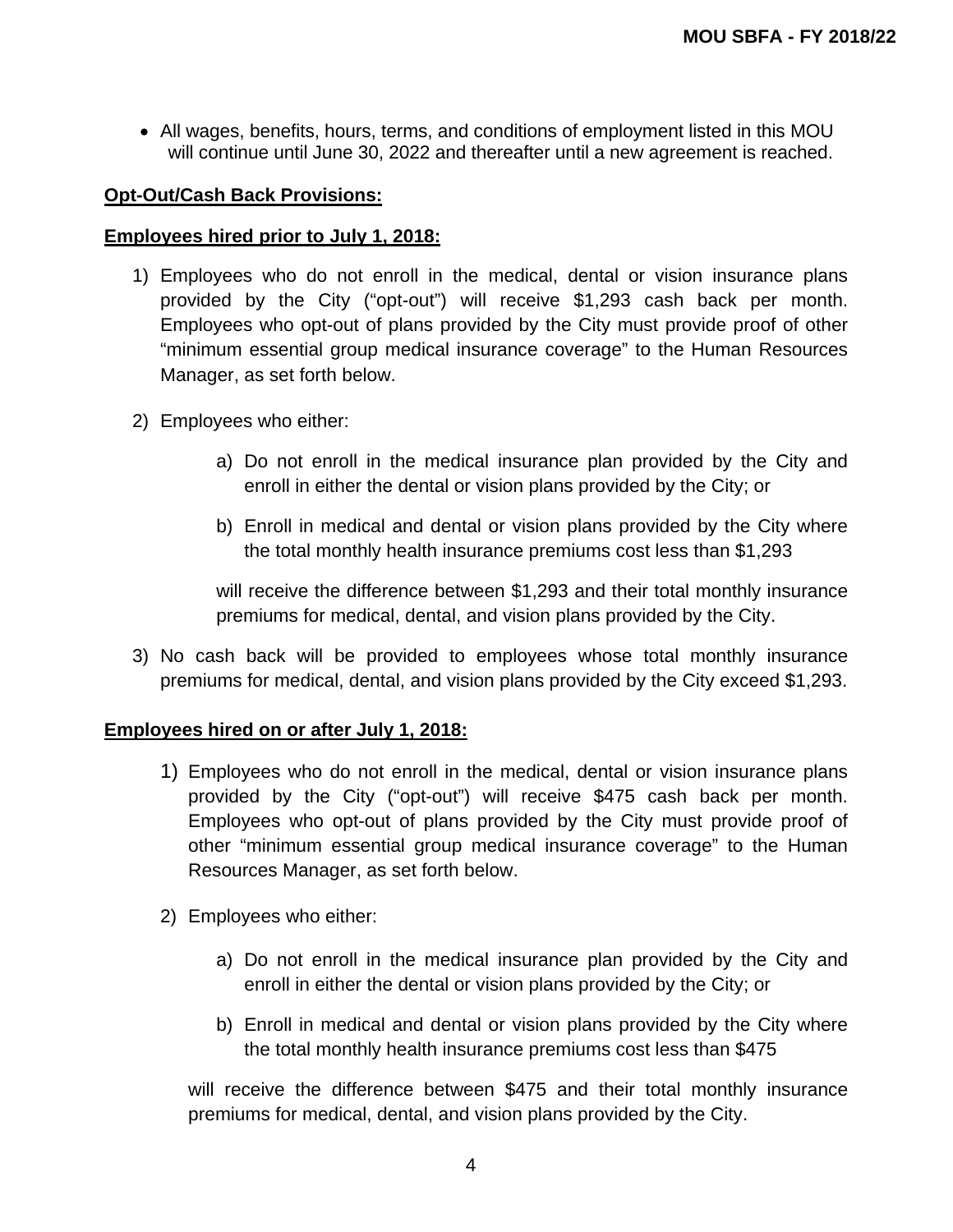- All wages, benefits, hours, terms, and conditions of employment listed in this MOU will continue until June 30, 2022 and thereafter until a new agreement is reached.

**Opt-Out/Cash Back Provisions:**

**Employees hired prior to July 1, 2018:**

1) Employees who do not enroll in the medical, dental or vision insurance plans provided by the City ("opt-out") will receive $1,293 cash back per month. Employees who opt-out of plans provided by the City must provide proof of other "minimum essential group medical insurance coverage" to the Human Resources Manager, as set forth below.

2) Employees who either:

   a) Do not enroll in the medical insurance plan provided by the City and enroll in either the dental or vision plans provided by the City; or

   b) Enroll in medical and dental or vision plans provided by the City where the total monthly health insurance premiums cost less than $1,293

   will receive the difference between $1,293 and their total monthly insurance premiums for medical, dental, and vision plans provided by the City.

3) No cash back will be provided to employees whose total monthly insurance premiums for medical, dental, and vision plans provided by the City exceed $1,293.

**Employees hired on or after July 1, 2018:**

1) Employees who do not enroll in the medical, dental or vision insurance plans provided by the City ("opt-out") will receive $475 cash back per month. Employees who opt-out of plans provided by the City must provide proof of other "minimum essential group medical insurance coverage" to the Human Resources Manager, as set forth below.

2) Employees who either:

   a) Do not enroll in the medical insurance plan provided by the City and enroll in either the dental or vision plans provided by the City; or

   b) Enroll in medical and dental or vision plans provided by the City where the total monthly health insurance premiums cost less than $475

   will receive the difference between $475 and their total monthly insurance premiums for medical, dental, and vision plans provided by the City.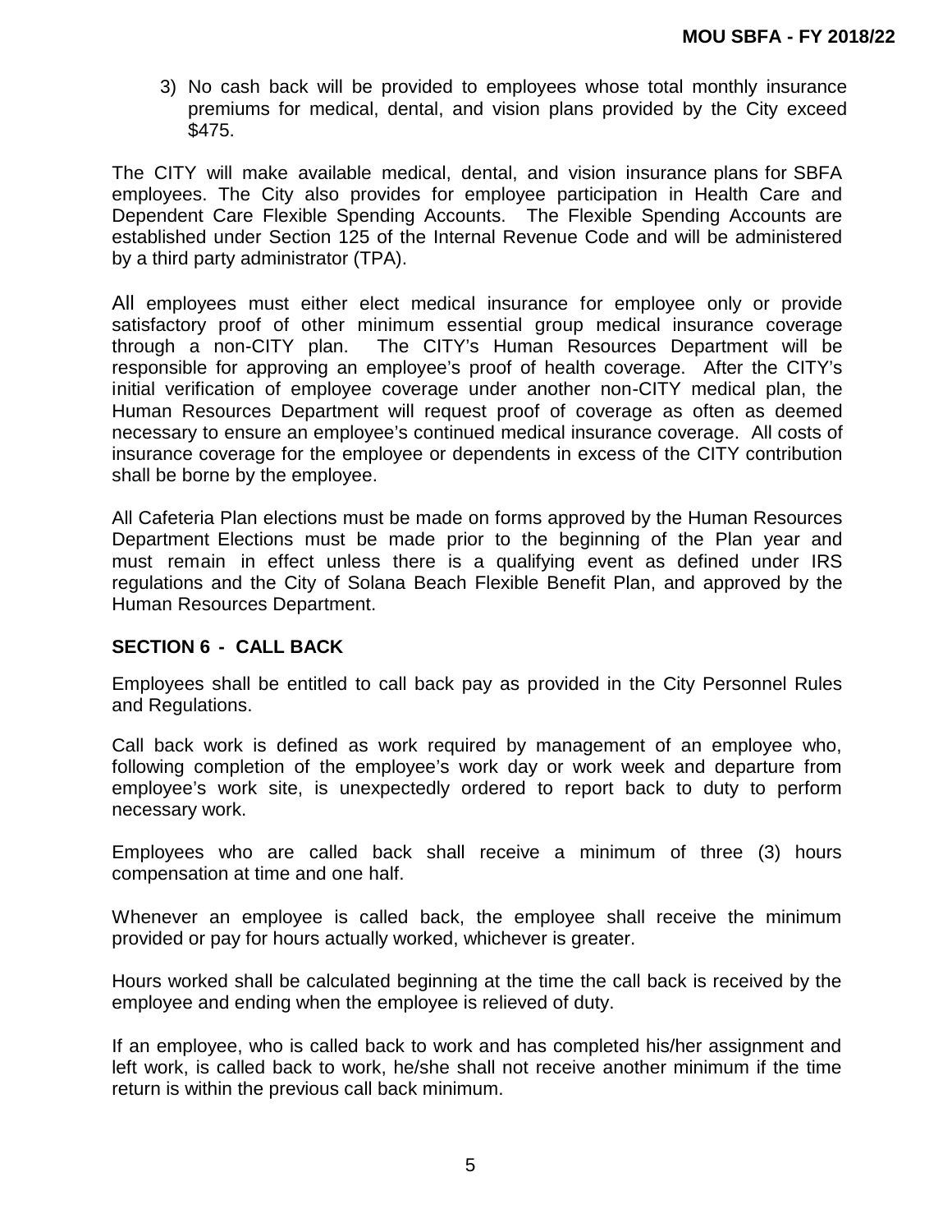3) No cash back will be provided to employees whose total monthly insurance premiums for medical, dental, and vision plans provided by the City exceed $475.

The CITY will make available medical, dental, and vision insurance plans for SBFA employees. The City also provides for employee participation in Health Care and Dependent Care Flexible Spending Accounts. The Flexible Spending Accounts are established under Section 125 of the Internal Revenue Code and will be administered by a third party administrator (TPA).

All employees must either elect medical insurance for employee only or provide satisfactory proof of other minimum essential group medical insurance coverage through a non-CITY plan. The CITY's Human Resources Department will be responsible for approving an employee's proof of health coverage. After the CITY's initial verification of employee coverage under another non-CITY medical plan, the Human Resources Department will request proof of coverage as often as deemed necessary to ensure an employee's continued medical insurance coverage. All costs of insurance coverage for the employee or dependents in excess of the CITY contribution shall be borne by the employee.

All Cafeteria Plan elections must be made on forms approved by the Human Resources Department Elections must be made prior to the beginning of the Plan year and must remain in effect unless there is a qualifying event as defined under IRS regulations and the City of Solana Beach Flexible Benefit Plan, and approved by the Human Resources Department.

## SECTION 6 - CALL BACK

Employees shall be entitled to call back pay as provided in the City Personnel Rules and Regulations.

Call back work is defined as work required by management of an employee who, following completion of the employee's work day or work week and departure from employee's work site, is unexpectedly ordered to report back to duty to perform necessary work.

Employees who are called back shall receive a minimum of three (3) hours compensation at time and one half.

Whenever an employee is called back, the employee shall receive the minimum provided or pay for hours actually worked, whichever is greater.

Hours worked shall be calculated beginning at the time the call back is received by the employee and ending when the employee is relieved of duty.

If an employee, who is called back to work and has completed his/her assignment and left work, is called back to work, he/she shall not receive another minimum if the time return is within the previous call back minimum.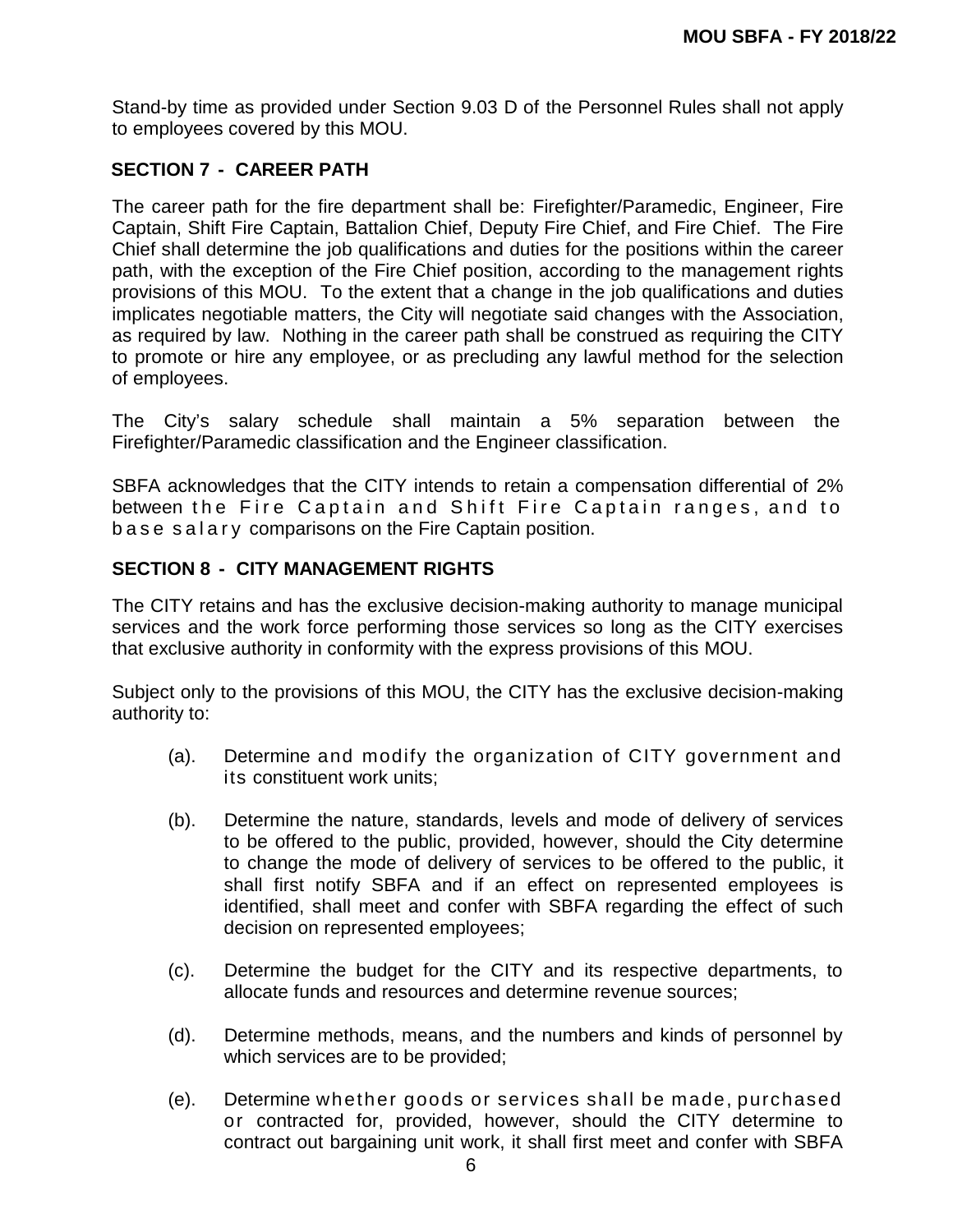Stand-by time as provided under Section 9.03 D of the Personnel Rules shall not apply to employees covered by this MOU.

## SECTION 7 - CAREER PATH

The career path for the fire department shall be: Firefighter/Paramedic, Engineer, Fire Captain, Shift Fire Captain, Battalion Chief, Deputy Fire Chief, and Fire Chief. The Fire Chief shall determine the job qualifications and duties for the positions within the career path, with the exception of the Fire Chief position, according to the management rights provisions of this MOU. To the extent that a change in the job qualifications and duties implicates negotiable matters, the City will negotiate said changes with the Association, as required by law. Nothing in the career path shall be construed as requiring the CITY to promote or hire any employee, or as precluding any lawful method for the selection of employees.

The City's salary schedule shall maintain a 5% separation between the Firefighter/Paramedic classification and the Engineer classification.

SBFA acknowledges that the CITY intends to retain a compensation differential of 2% between the Fire Captain and Shift Fire Captain ranges, and to base salary comparisons on the Fire Captain position.

## SECTION 8 - CITY MANAGEMENT RIGHTS

The CITY retains and has the exclusive decision-making authority to manage municipal services and the work force performing those services so long as the CITY exercises that exclusive authority in conformity with the express provisions of this MOU.

Subject only to the provisions of this MOU, the CITY has the exclusive decision-making authority to:

(a). Determine and modify the organization of CITY government and its constituent work units;

(b). Determine the nature, standards, levels and mode of delivery of services to be offered to the public, provided, however, should the City determine to change the mode of delivery of services to be offered to the public, it shall first notify SBFA and if an effect on represented employees is identified, shall meet and confer with SBFA regarding the effect of such decision on represented employees;

(c). Determine the budget for the CITY and its respective departments, to allocate funds and resources and determine revenue sources;

(d). Determine methods, means, and the numbers and kinds of personnel by which services are to be provided;

(e). Determine whether goods or services shall be made, purchased or contracted for, provided, however, should the CITY determine to contract out bargaining unit work, it shall first meet and confer with SBFA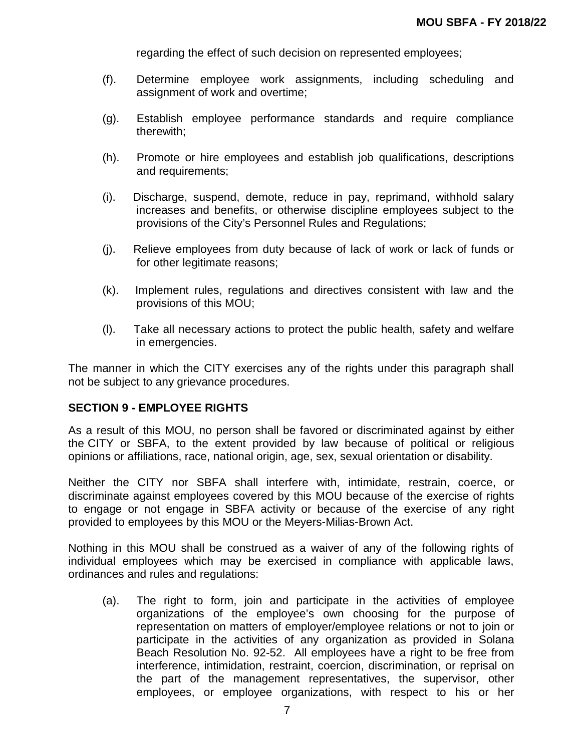regarding the effect of such decision on represented employees;

(f). Determine employee work assignments, including scheduling and assignment of work and overtime;

(g). Establish employee performance standards and require compliance therewith;

(h). Promote or hire employees and establish job qualifications, descriptions and requirements;

(i). Discharge, suspend, demote, reduce in pay, reprimand, withhold salary increases and benefits, or otherwise discipline employees subject to the provisions of the City's Personnel Rules and Regulations;

(j). Relieve employees from duty because of lack of work or lack of funds or for other legitimate reasons;

(k). Implement rules, regulations and directives consistent with law and the provisions of this MOU;

(l). Take all necessary actions to protect the public health, safety and welfare in emergencies.

The manner in which the CITY exercises any of the rights under this paragraph shall not be subject to any grievance procedures.

## SECTION 9 - EMPLOYEE RIGHTS

As a result of this MOU, no person shall be favored or discriminated against by either the CITY or SBFA, to the extent provided by law because of political or religious opinions or affiliations, race, national origin, age, sex, sexual orientation or disability.

Neither the CITY nor SBFA shall interfere with, intimidate, restrain, coerce, or discriminate against employees covered by this MOU because of the exercise of rights to engage or not engage in SBFA activity or because of the exercise of any right provided to employees by this MOU or the Meyers-Milias-Brown Act.

Nothing in this MOU shall be construed as a waiver of any of the following rights of individual employees which may be exercised in compliance with applicable laws, ordinances and rules and regulations:

(a). The right to form, join and participate in the activities of employee organizations of the employee's own choosing for the purpose of representation on matters of employer/employee relations or not to join or participate in the activities of any organization as provided in Solana Beach Resolution No. 92-52. All employees have a right to be free from interference, intimidation, restraint, coercion, discrimination, or reprisal on the part of the management representatives, the supervisor, other employees, or employee organizations, with respect to his or her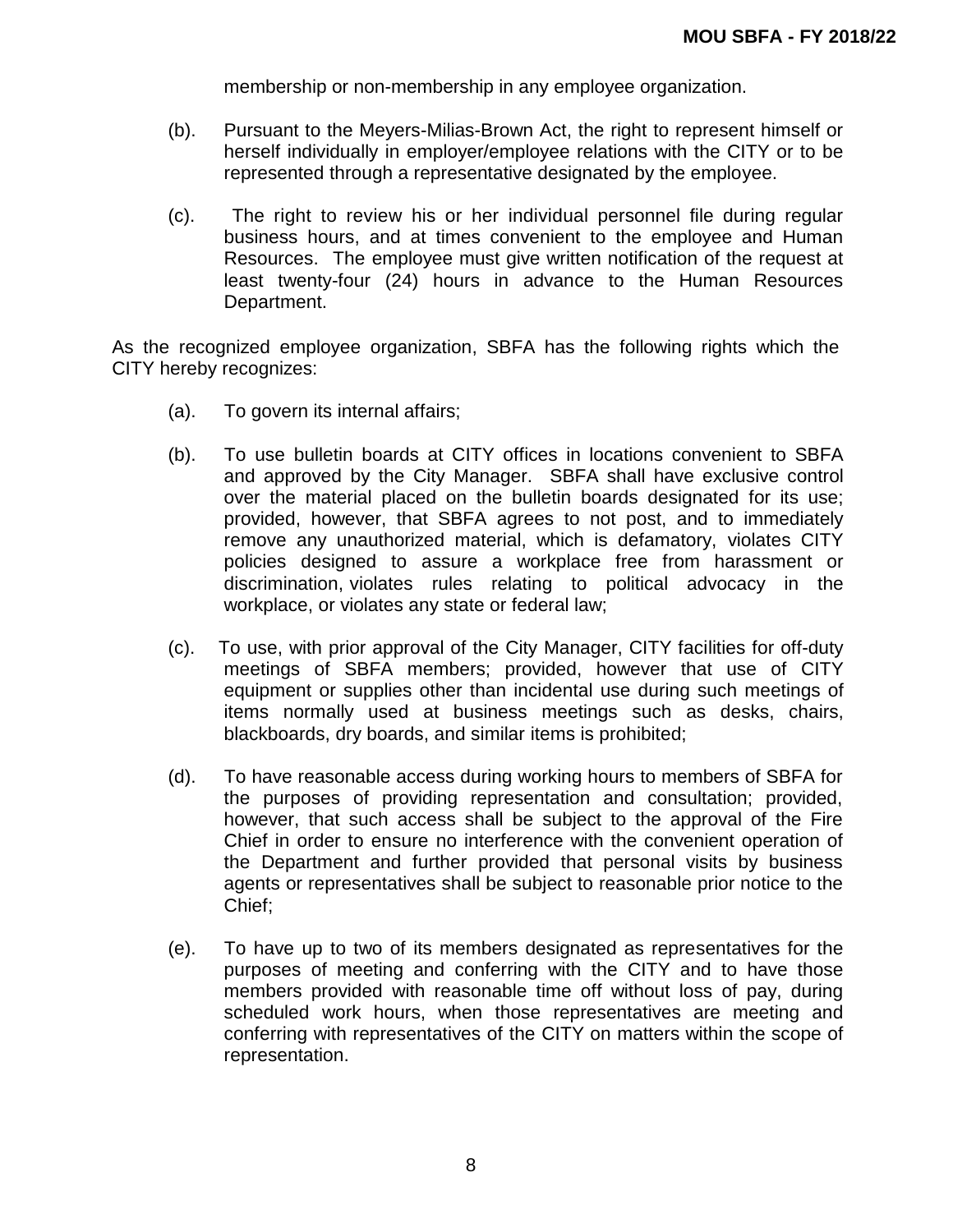membership or non-membership in any employee organization.

(b). Pursuant to the Meyers-Milias-Brown Act, the right to represent himself or herself individually in employer/employee relations with the CITY or to be represented through a representative designated by the employee.

(c). The right to review his or her individual personnel file during regular business hours, and at times convenient to the employee and Human Resources. The employee must give written notification of the request at least twenty-four (24) hours in advance to the Human Resources Department.

As the recognized employee organization, SBFA has the following rights which the CITY hereby recognizes:

(a). To govern its internal affairs;

(b). To use bulletin boards at CITY offices in locations convenient to SBFA and approved by the City Manager. SBFA shall have exclusive control over the material placed on the bulletin boards designated for its use; provided, however, that SBFA agrees to not post, and to immediately remove any unauthorized material, which is defamatory, violates CITY policies designed to assure a workplace free from harassment or discrimination, violates rules relating to political advocacy in the workplace, or violates any state or federal law;

(c). To use, with prior approval of the City Manager, CITY facilities for off-duty meetings of SBFA members; provided, however that use of CITY equipment or supplies other than incidental use during such meetings of items normally used at business meetings such as desks, chairs, blackboards, dry boards, and similar items is prohibited;

(d). To have reasonable access during working hours to members of SBFA for the purposes of providing representation and consultation; provided, however, that such access shall be subject to the approval of the Fire Chief in order to ensure no interference with the convenient operation of the Department and further provided that personal visits by business agents or representatives shall be subject to reasonable prior notice to the Chief;

(e). To have up to two of its members designated as representatives for the purposes of meeting and conferring with the CITY and to have those members provided with reasonable time off without loss of pay, during scheduled work hours, when those representatives are meeting and conferring with representatives of the CITY on matters within the scope of representation.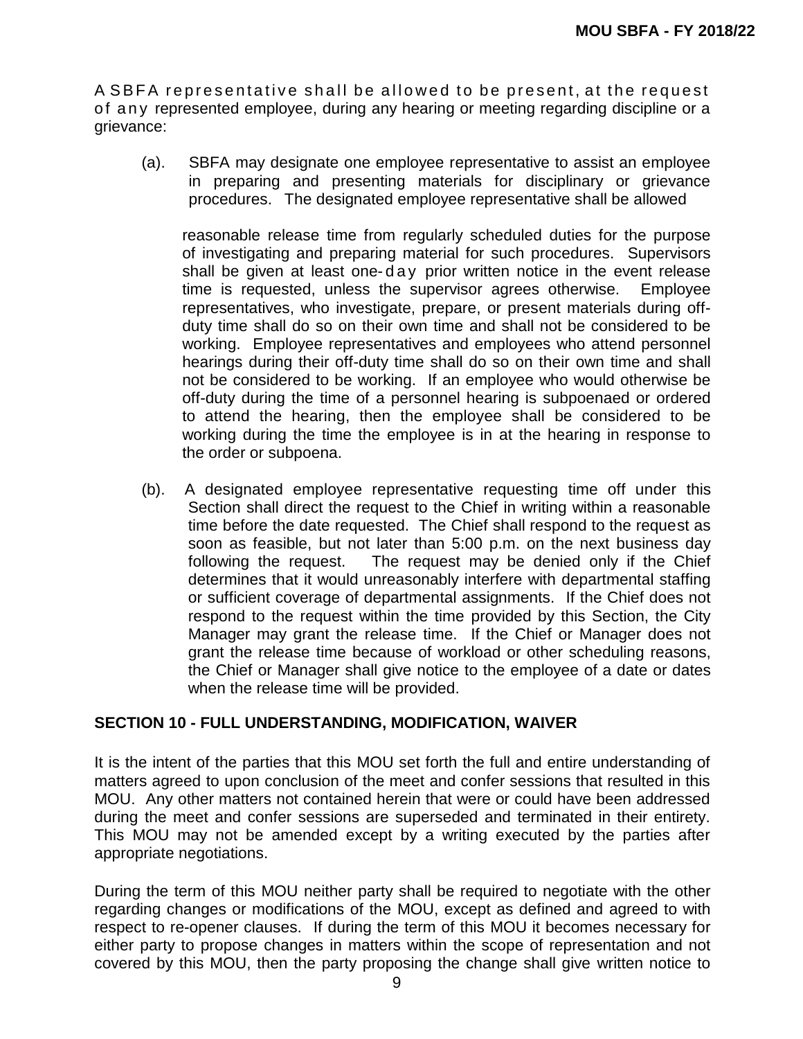A SBFA representative shall be allowed to be present, at the request of any represented employee, during any hearing or meeting regarding discipline or a grievance:

(a). SBFA may designate one employee representative to assist an employee in preparing and presenting materials for disciplinary or grievance procedures. The designated employee representative shall be allowed reasonable release time from regularly scheduled duties for the purpose of investigating and preparing material for such procedures. Supervisors shall be given at least one-day prior written notice in the event release time is requested, unless the supervisor agrees otherwise. Employee representatives, who investigate, prepare, or present materials during off-duty time shall do so on their own time and shall not be considered to be working. Employee representatives and employees who attend personnel hearings during their off-duty time shall do so on their own time and shall not be considered to be working. If an employee who would otherwise be off-duty during the time of a personnel hearing is subpoenaed or ordered to attend the hearing, then the employee shall be considered to be working during the time the employee is in at the hearing in response to the order or subpoena.

(b). A designated employee representative requesting time off under this Section shall direct the request to the Chief in writing within a reasonable time before the date requested. The Chief shall respond to the request as soon as feasible, but not later than 5:00 p.m. on the next business day following the request. The request may be denied only if the Chief determines that it would unreasonably interfere with departmental staffing or sufficient coverage of departmental assignments. If the Chief does not respond to the request within the time provided by this Section, the City Manager may grant the release time. If the Chief or Manager does not grant the release time because of workload or other scheduling reasons, the Chief or Manager shall give notice to the employee of a date or dates when the release time will be provided.

## SECTION 10 - FULL UNDERSTANDING, MODIFICATION, WAIVER

It is the intent of the parties that this MOU set forth the full and entire understanding of matters agreed to upon conclusion of the meet and confer sessions that resulted in this MOU. Any other matters not contained herein that were or could have been addressed during the meet and confer sessions are superseded and terminated in their entirety. This MOU may not be amended except by a writing executed by the parties after appropriate negotiations.

During the term of this MOU neither party shall be required to negotiate with the other regarding changes or modifications of the MOU, except as defined and agreed to with respect to re-opener clauses. If during the term of this MOU it becomes necessary for either party to propose changes in matters within the scope of representation and not covered by this MOU, then the party proposing the change shall give written notice to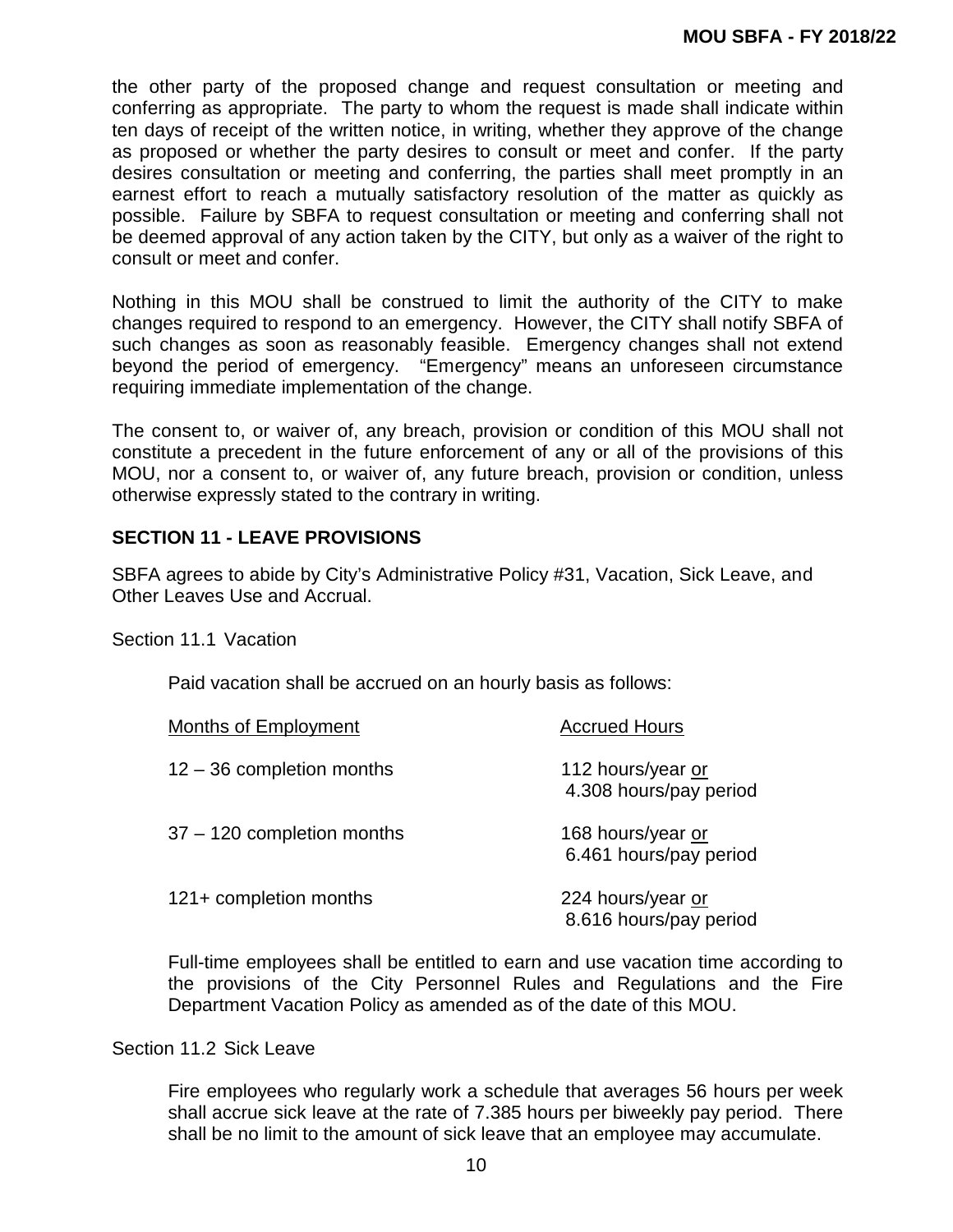the other party of the proposed change and request consultation or meeting and conferring as appropriate. The party to whom the request is made shall indicate within ten days of receipt of the written notice, in writing, whether they approve of the change as proposed or whether the party desires to consult or meet and confer. If the party desires consultation or meeting and conferring, the parties shall meet promptly in an earnest effort to reach a mutually satisfactory resolution of the matter as quickly as possible. Failure by SBFA to request consultation or meeting and conferring shall not be deemed approval of any action taken by the CITY, but only as a waiver of the right to consult or meet and confer.

Nothing in this MOU shall be construed to limit the authority of the CITY to make changes required to respond to an emergency. However, the CITY shall notify SBFA of such changes as soon as reasonably feasible. Emergency changes shall not extend beyond the period of emergency. "Emergency" means an unforeseen circumstance requiring immediate implementation of the change.

The consent to, or waiver of, any breach, provision or condition of this MOU shall not constitute a precedent in the future enforcement of any or all of the provisions of this MOU, nor a consent to, or waiver of, any future breach, provision or condition, unless otherwise expressly stated to the contrary in writing.

## SECTION 11 - LEAVE PROVISIONS

SBFA agrees to abide by City's Administrative Policy #31, Vacation, Sick Leave, and Other Leaves Use and Accrual.

Section 11.1 Vacation

Paid vacation shall be accrued on an hourly basis as follows:

| Months of Employment | Accrued Hours |
|---|---|
| 12 – 36 completion months | 112 hours/year or 4.308 hours/pay period |
| 37 – 120 completion months | 168 hours/year or 6.461 hours/pay period |
| 121+ completion months | 224 hours/year or 8.616 hours/pay period |

Full-time employees shall be entitled to earn and use vacation time according to the provisions of the City Personnel Rules and Regulations and the Fire Department Vacation Policy as amended as of the date of this MOU.

Section 11.2 Sick Leave

Fire employees who regularly work a schedule that averages 56 hours per week shall accrue sick leave at the rate of 7.385 hours per biweekly pay period. There shall be no limit to the amount of sick leave that an employee may accumulate.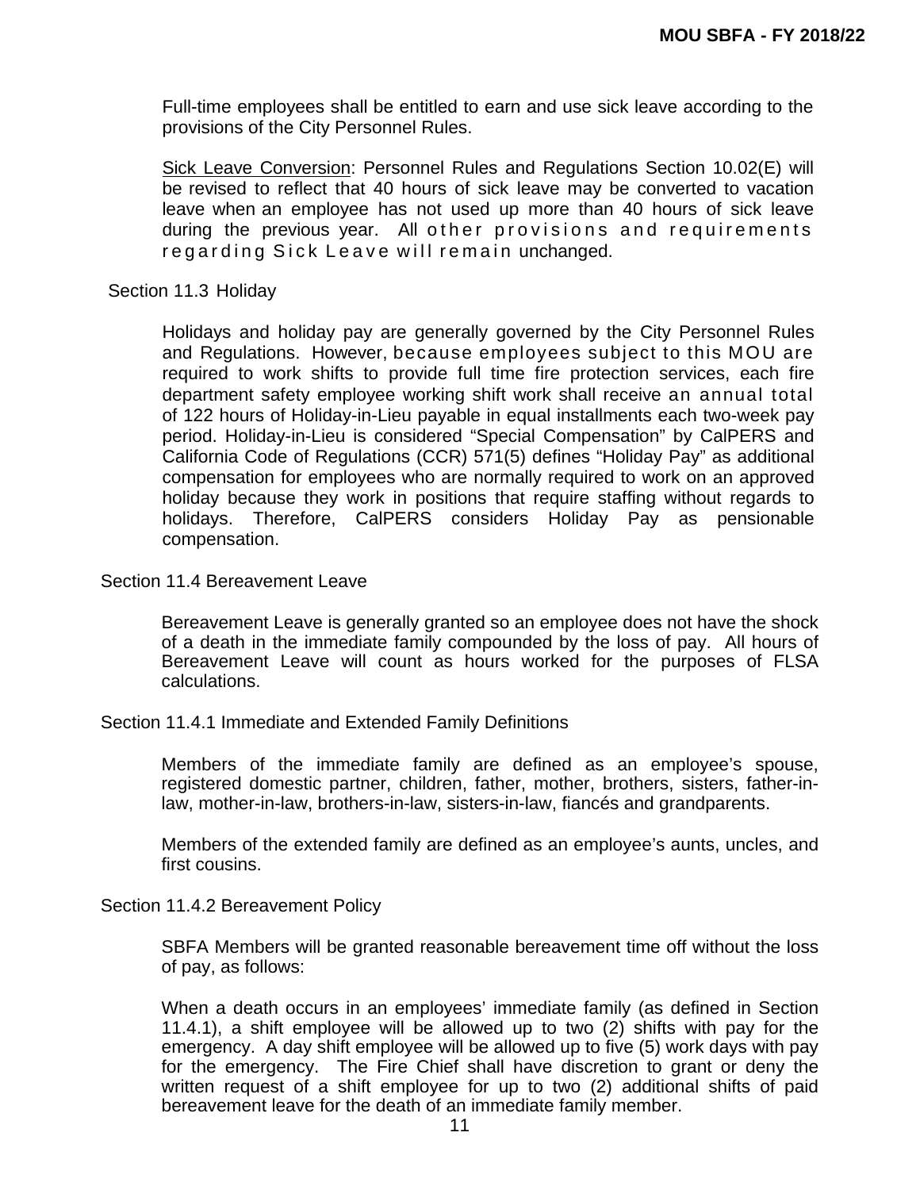Full-time employees shall be entitled to earn and use sick leave according to the provisions of the City Personnel Rules.

Sick Leave Conversion: Personnel Rules and Regulations Section 10.02(E) will be revised to reflect that 40 hours of sick leave may be converted to vacation leave when an employee has not used up more than 40 hours of sick leave during the previous year. All other provisions and requirements regarding Sick Leave will remain unchanged.

### Section 11.3 Holiday

Holidays and holiday pay are generally governed by the City Personnel Rules and Regulations. However, because employees subject to this MOU are required to work shifts to provide full time fire protection services, each fire department safety employee working shift work shall receive an annual total of 122 hours of Holiday-in-Lieu payable in equal installments each two-week pay period. Holiday-in-Lieu is considered “Special Compensation” by CalPERS and California Code of Regulations (CCR) 571(5) defines “Holiday Pay” as additional compensation for employees who are normally required to work on an approved holiday because they work in positions that require staffing without regards to holidays. Therefore, CalPERS considers Holiday Pay as pensionable compensation.

### Section 11.4 Bereavement Leave

Bereavement Leave is generally granted so an employee does not have the shock of a death in the immediate family compounded by the loss of pay. All hours of Bereavement Leave will count as hours worked for the purposes of FLSA calculations.

### Section 11.4.1 Immediate and Extended Family Definitions

Members of the immediate family are defined as an employee’s spouse, registered domestic partner, children, father, mother, brothers, sisters, father-in-law, mother-in-law, brothers-in-law, sisters-in-law, fiancés and grandparents.

Members of the extended family are defined as an employee’s aunts, uncles, and first cousins.

### Section 11.4.2 Bereavement Policy

SBFA Members will be granted reasonable bereavement time off without the loss of pay, as follows:

When a death occurs in an employees’ immediate family (as defined in Section 11.4.1), a shift employee will be allowed up to two (2) shifts with pay for the emergency. A day shift employee will be allowed up to five (5) work days with pay for the emergency. The Fire Chief shall have discretion to grant or deny the written request of a shift employee for up to two (2) additional shifts of paid bereavement leave for the death of an immediate family member.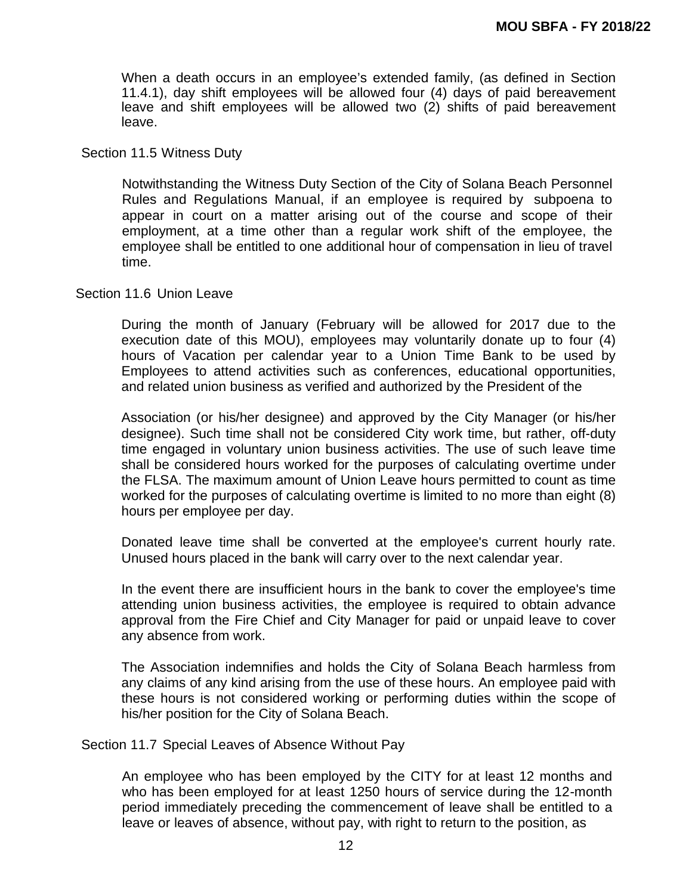When a death occurs in an employee's extended family, (as defined in Section 11.4.1), day shift employees will be allowed four (4) days of paid bereavement leave and shift employees will be allowed two (2) shifts of paid bereavement leave.

### Section 11.5 Witness Duty

Notwithstanding the Witness Duty Section of the City of Solana Beach Personnel Rules and Regulations Manual, if an employee is required by subpoena to appear in court on a matter arising out of the course and scope of their employment, at a time other than a regular work shift of the employee, the employee shall be entitled to one additional hour of compensation in lieu of travel time.

### Section 11.6 Union Leave

During the month of January (February will be allowed for 2017 due to the execution date of this MOU), employees may voluntarily donate up to four (4) hours of Vacation per calendar year to a Union Time Bank to be used by Employees to attend activities such as conferences, educational opportunities, and related union business as verified and authorized by the President of the

Association (or his/her designee) and approved by the City Manager (or his/her designee). Such time shall not be considered City work time, but rather, off-duty time engaged in voluntary union business activities. The use of such leave time shall be considered hours worked for the purposes of calculating overtime under the FLSA. The maximum amount of Union Leave hours permitted to count as time worked for the purposes of calculating overtime is limited to no more than eight (8) hours per employee per day.

Donated leave time shall be converted at the employee's current hourly rate. Unused hours placed in the bank will carry over to the next calendar year.

In the event there are insufficient hours in the bank to cover the employee's time attending union business activities, the employee is required to obtain advance approval from the Fire Chief and City Manager for paid or unpaid leave to cover any absence from work.

The Association indemnifies and holds the City of Solana Beach harmless from any claims of any kind arising from the use of these hours. An employee paid with these hours is not considered working or performing duties within the scope of his/her position for the City of Solana Beach.

### Section 11.7 Special Leaves of Absence Without Pay

An employee who has been employed by the CITY for at least 12 months and who has been employed for at least 1250 hours of service during the 12-month period immediately preceding the commencement of leave shall be entitled to a leave or leaves of absence, without pay, with right to return to the position, as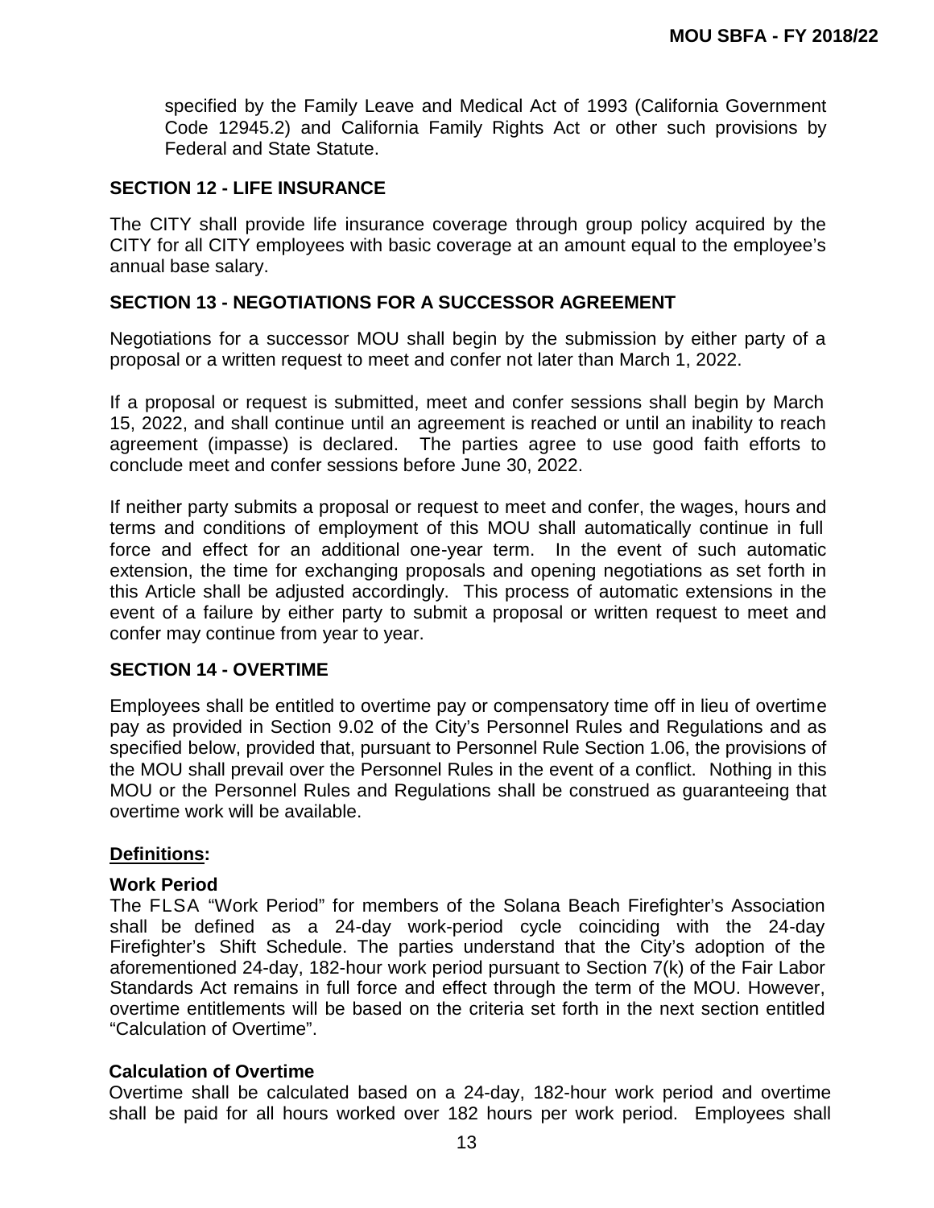specified by the Family Leave and Medical Act of 1993 (California Government Code 12945.2) and California Family Rights Act or other such provisions by Federal and State Statute.

## SECTION 12 - LIFE INSURANCE

The CITY shall provide life insurance coverage through group policy acquired by the CITY for all CITY employees with basic coverage at an amount equal to the employee's annual base salary.

## SECTION 13 - NEGOTIATIONS FOR A SUCCESSOR AGREEMENT

Negotiations for a successor MOU shall begin by the submission by either party of a proposal or a written request to meet and confer not later than March 1, 2022.

If a proposal or request is submitted, meet and confer sessions shall begin by March 15, 2022, and shall continue until an agreement is reached or until an inability to reach agreement (impasse) is declared. The parties agree to use good faith efforts to conclude meet and confer sessions before June 30, 2022.

If neither party submits a proposal or request to meet and confer, the wages, hours and terms and conditions of employment of this MOU shall automatically continue in full force and effect for an additional one-year term. In the event of such automatic extension, the time for exchanging proposals and opening negotiations as set forth in this Article shall be adjusted accordingly. This process of automatic extensions in the event of a failure by either party to submit a proposal or written request to meet and confer may continue from year to year.

## SECTION 14 - OVERTIME

Employees shall be entitled to overtime pay or compensatory time off in lieu of overtime pay as provided in Section 9.02 of the City's Personnel Rules and Regulations and as specified below, provided that, pursuant to Personnel Rule Section 1.06, the provisions of the MOU shall prevail over the Personnel Rules in the event of a conflict. Nothing in this MOU or the Personnel Rules and Regulations shall be construed as guaranteeing that overtime work will be available.

### Definitions:

**Work Period**
The FLSA "Work Period" for members of the Solana Beach Firefighter's Association shall be defined as a 24-day work-period cycle coinciding with the 24-day Firefighter's Shift Schedule. The parties understand that the City's adoption of the aforementioned 24-day, 182-hour work period pursuant to Section 7(k) of the Fair Labor Standards Act remains in full force and effect through the term of the MOU. However, overtime entitlements will be based on the criteria set forth in the next section entitled "Calculation of Overtime".

**Calculation of Overtime**
Overtime shall be calculated based on a 24-day, 182-hour work period and overtime shall be paid for all hours worked over 182 hours per work period. Employees shall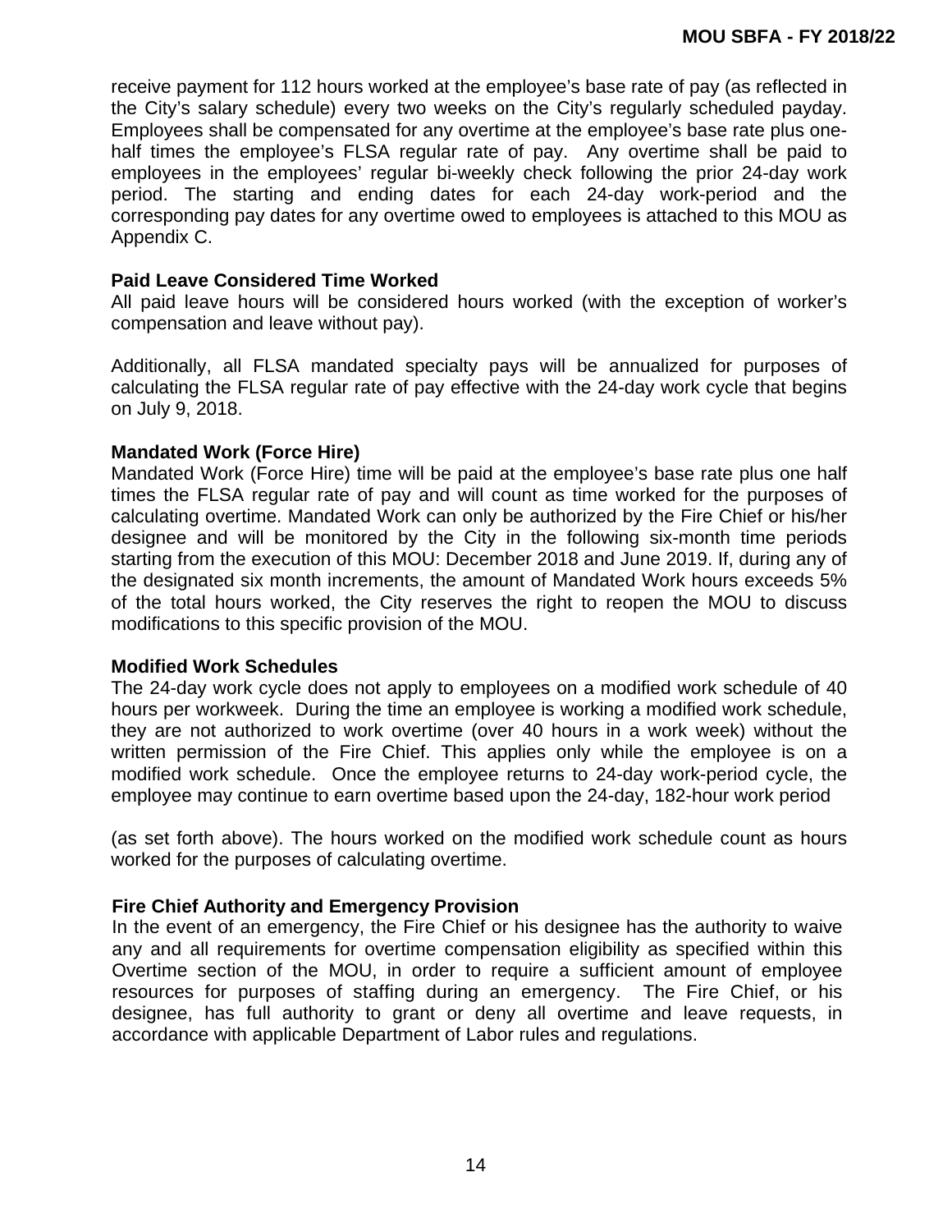receive payment for 112 hours worked at the employee's base rate of pay (as reflected in the City's salary schedule) every two weeks on the City's regularly scheduled payday. Employees shall be compensated for any overtime at the employee's base rate plus one-half times the employee's FLSA regular rate of pay. Any overtime shall be paid to employees in the employees' regular bi-weekly check following the prior 24-day work period. The starting and ending dates for each 24-day work-period and the corresponding pay dates for any overtime owed to employees is attached to this MOU as Appendix C.

**Paid Leave Considered Time Worked**

All paid leave hours will be considered hours worked (with the exception of worker's compensation and leave without pay).

Additionally, all FLSA mandated specialty pays will be annualized for purposes of calculating the FLSA regular rate of pay effective with the 24-day work cycle that begins on July 9, 2018.

**Mandated Work (Force Hire)**

Mandated Work (Force Hire) time will be paid at the employee's base rate plus one half times the FLSA regular rate of pay and will count as time worked for the purposes of calculating overtime. Mandated Work can only be authorized by the Fire Chief or his/her designee and will be monitored by the City in the following six-month time periods starting from the execution of this MOU: December 2018 and June 2019. If, during any of the designated six month increments, the amount of Mandated Work hours exceeds 5% of the total hours worked, the City reserves the right to reopen the MOU to discuss modifications to this specific provision of the MOU.

**Modified Work Schedules**

The 24-day work cycle does not apply to employees on a modified work schedule of 40 hours per workweek. During the time an employee is working a modified work schedule, they are not authorized to work overtime (over 40 hours in a work week) without the written permission of the Fire Chief. This applies only while the employee is on a modified work schedule. Once the employee returns to 24-day work-period cycle, the employee may continue to earn overtime based upon the 24-day, 182-hour work period

(as set forth above). The hours worked on the modified work schedule count as hours worked for the purposes of calculating overtime.

**Fire Chief Authority and Emergency Provision**

In the event of an emergency, the Fire Chief or his designee has the authority to waive any and all requirements for overtime compensation eligibility as specified within this Overtime section of the MOU, in order to require a sufficient amount of employee resources for purposes of staffing during an emergency. The Fire Chief, or his designee, has full authority to grant or deny all overtime and leave requests, in accordance with applicable Department of Labor rules and regulations.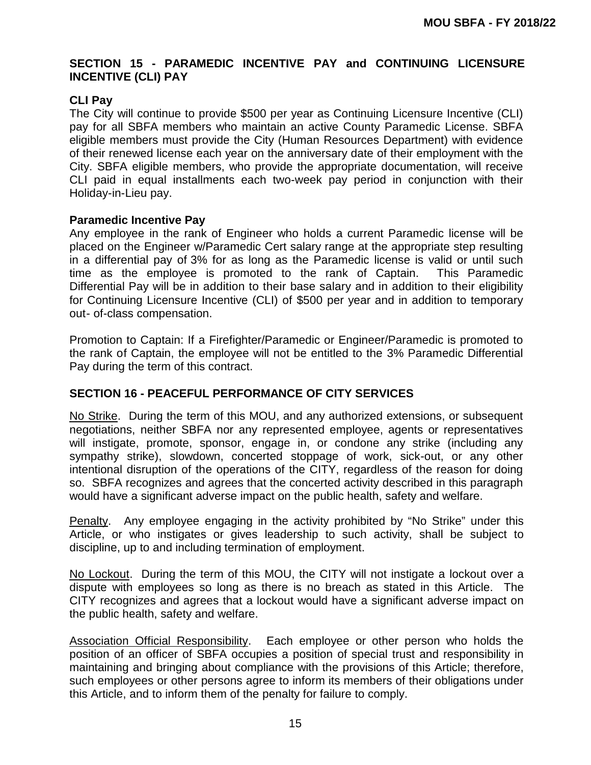## SECTION 15 - PARAMEDIC INCENTIVE PAY and CONTINUING LICENSURE INCENTIVE (CLI) PAY

### CLI Pay

The City will continue to provide $500 per year as Continuing Licensure Incentive (CLI) pay for all SBFA members who maintain an active County Paramedic License. SBFA eligible members must provide the City (Human Resources Department) with evidence of their renewed license each year on the anniversary date of their employment with the City. SBFA eligible members, who provide the appropriate documentation, will receive CLI paid in equal installments each two-week pay period in conjunction with their Holiday-in-Lieu pay.

### Paramedic Incentive Pay

Any employee in the rank of Engineer who holds a current Paramedic license will be placed on the Engineer w/Paramedic Cert salary range at the appropriate step resulting in a differential pay of 3% for as long as the Paramedic license is valid or until such time as the employee is promoted to the rank of Captain. This Paramedic Differential Pay will be in addition to their base salary and in addition to their eligibility for Continuing Licensure Incentive (CLI) of $500 per year and in addition to temporary out- of-class compensation.

Promotion to Captain: If a Firefighter/Paramedic or Engineer/Paramedic is promoted to the rank of Captain, the employee will not be entitled to the 3% Paramedic Differential Pay during the term of this contract.

## SECTION 16 - PEACEFUL PERFORMANCE OF CITY SERVICES

No Strike. During the term of this MOU, and any authorized extensions, or subsequent negotiations, neither SBFA nor any represented employee, agents or representatives will instigate, promote, sponsor, engage in, or condone any strike (including any sympathy strike), slowdown, concerted stoppage of work, sick-out, or any other intentional disruption of the operations of the CITY, regardless of the reason for doing so. SBFA recognizes and agrees that the concerted activity described in this paragraph would have a significant adverse impact on the public health, safety and welfare.

Penalty. Any employee engaging in the activity prohibited by "No Strike" under this Article, or who instigates or gives leadership to such activity, shall be subject to discipline, up to and including termination of employment.

No Lockout. During the term of this MOU, the CITY will not instigate a lockout over a dispute with employees so long as there is no breach as stated in this Article. The CITY recognizes and agrees that a lockout would have a significant adverse impact on the public health, safety and welfare.

Association Official Responsibility. Each employee or other person who holds the position of an officer of SBFA occupies a position of special trust and responsibility in maintaining and bringing about compliance with the provisions of this Article; therefore, such employees or other persons agree to inform its members of their obligations under this Article, and to inform them of the penalty for failure to comply.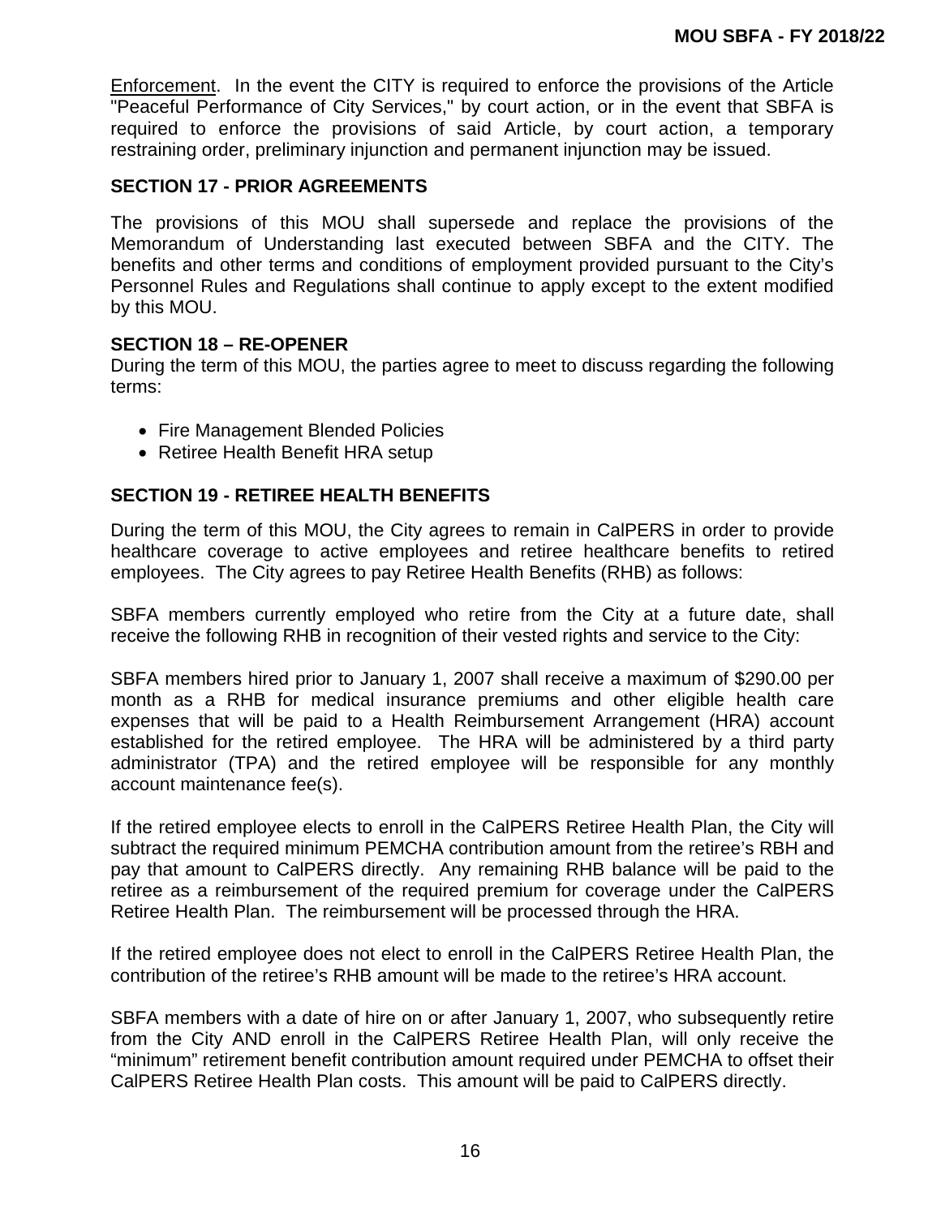Enforcement. In the event the CITY is required to enforce the provisions of the Article "Peaceful Performance of City Services," by court action, or in the event that SBFA is required to enforce the provisions of said Article, by court action, a temporary restraining order, preliminary injunction and permanent injunction may be issued.

## SECTION 17 - PRIOR AGREEMENTS

The provisions of this MOU shall supersede and replace the provisions of the Memorandum of Understanding last executed between SBFA and the CITY. The benefits and other terms and conditions of employment provided pursuant to the City's Personnel Rules and Regulations shall continue to apply except to the extent modified by this MOU.

## SECTION 18 – RE-OPENER

During the term of this MOU, the parties agree to meet to discuss regarding the following terms:

- Fire Management Blended Policies
- Retiree Health Benefit HRA setup

## SECTION 19 - RETIREE HEALTH BENEFITS

During the term of this MOU, the City agrees to remain in CalPERS in order to provide healthcare coverage to active employees and retiree healthcare benefits to retired employees. The City agrees to pay Retiree Health Benefits (RHB) as follows:

SBFA members currently employed who retire from the City at a future date, shall receive the following RHB in recognition of their vested rights and service to the City:

SBFA members hired prior to January 1, 2007 shall receive a maximum of $290.00 per month as a RHB for medical insurance premiums and other eligible health care expenses that will be paid to a Health Reimbursement Arrangement (HRA) account established for the retired employee. The HRA will be administered by a third party administrator (TPA) and the retired employee will be responsible for any monthly account maintenance fee(s).

If the retired employee elects to enroll in the CalPERS Retiree Health Plan, the City will subtract the required minimum PEMCHA contribution amount from the retiree's RBH and pay that amount to CalPERS directly. Any remaining RHB balance will be paid to the retiree as a reimbursement of the required premium for coverage under the CalPERS Retiree Health Plan. The reimbursement will be processed through the HRA.

If the retired employee does not elect to enroll in the CalPERS Retiree Health Plan, the contribution of the retiree's RHB amount will be made to the retiree's HRA account.

SBFA members with a date of hire on or after January 1, 2007, who subsequently retire from the City AND enroll in the CalPERS Retiree Health Plan, will only receive the "minimum" retirement benefit contribution amount required under PEMCHA to offset their CalPERS Retiree Health Plan costs. This amount will be paid to CalPERS directly.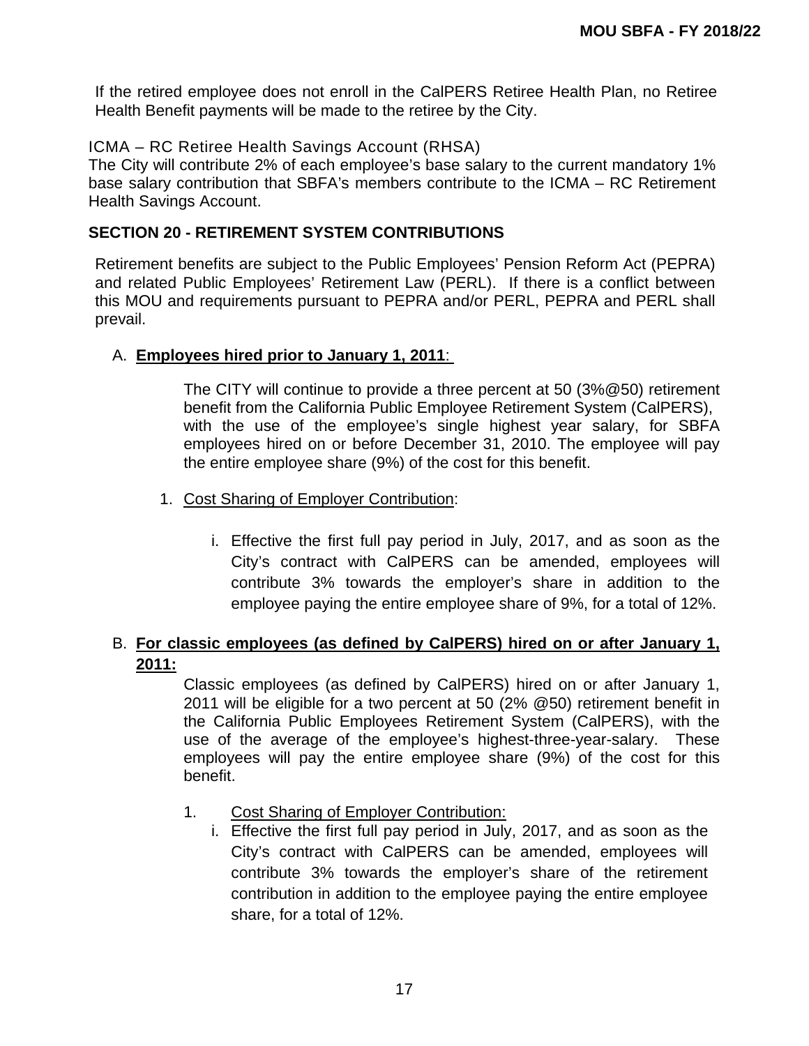If the retired employee does not enroll in the CalPERS Retiree Health Plan, no Retiree Health Benefit payments will be made to the retiree by the City.

ICMA – RC Retiree Health Savings Account (RHSA)

The City will contribute 2% of each employee's base salary to the current mandatory 1% base salary contribution that SBFA's members contribute to the ICMA – RC Retirement Health Savings Account.

**SECTION 20 - RETIREMENT SYSTEM CONTRIBUTIONS**

Retirement benefits are subject to the Public Employees' Pension Reform Act (PEPRA) and related Public Employees' Retirement Law (PERL). If there is a conflict between this MOU and requirements pursuant to PEPRA and/or PERL, PEPRA and PERL shall prevail.

A. **Employees hired prior to January 1, 2011**:

The CITY will continue to provide a three percent at 50 (3%@50) retirement benefit from the California Public Employee Retirement System (CalPERS), with the use of the employee's single highest year salary, for SBFA employees hired on or before December 31, 2010. The employee will pay the entire employee share (9%) of the cost for this benefit.

1. Cost Sharing of Employer Contribution:

   i. Effective the first full pay period in July, 2017, and as soon as the City's contract with CalPERS can be amended, employees will contribute 3% towards the employer's share in addition to the employee paying the entire employee share of 9%, for a total of 12%.

B. **For classic employees (as defined by CalPERS) hired on or after January 1, 2011:**

Classic employees (as defined by CalPERS) hired on or after January 1, 2011 will be eligible for a two percent at 50 (2% @50) retirement benefit in the California Public Employees Retirement System (CalPERS), with the use of the average of the employee's highest-three-year-salary. These employees will pay the entire employee share (9%) of the cost for this benefit.

1. Cost Sharing of Employer Contribution:

   i. Effective the first full pay period in July, 2017, and as soon as the City's contract with CalPERS can be amended, employees will contribute 3% towards the employer's share of the retirement contribution in addition to the employee paying the entire employee share, for a total of 12%.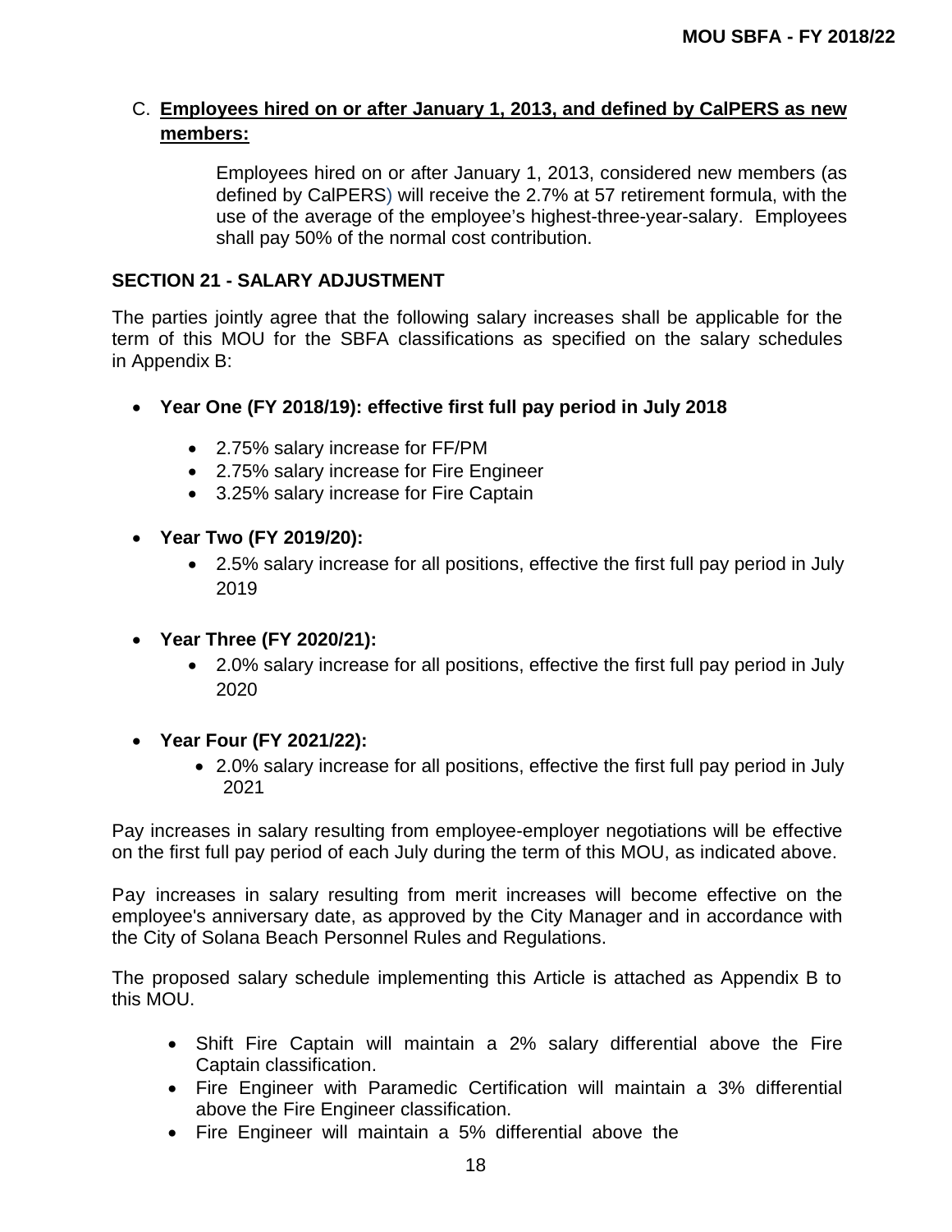C. **Employees hired on or after January 1, 2013, and defined by CalPERS as new members:**

> Employees hired on or after January 1, 2013, considered new members (as defined by CalPERS) will receive the 2.7% at 57 retirement formula, with the use of the average of the employee's highest-three-year-salary. Employees shall pay 50% of the normal cost contribution.

## SECTION 21 - SALARY ADJUSTMENT

The parties jointly agree that the following salary increases shall be applicable for the term of this MOU for the SBFA classifications as specified on the salary schedules in Appendix B:

- **Year One (FY 2018/19): effective first full pay period in July 2018**
    - 2.75% salary increase for FF/PM
    - 2.75% salary increase for Fire Engineer
    - 3.25% salary increase for Fire Captain
- **Year Two (FY 2019/20):**
    - 2.5% salary increase for all positions, effective the first full pay period in July 2019
- **Year Three (FY 2020/21):**
    - 2.0% salary increase for all positions, effective the first full pay period in July 2020
- **Year Four (FY 2021/22):**
    - 2.0% salary increase for all positions, effective the first full pay period in July 2021

Pay increases in salary resulting from employee-employer negotiations will be effective on the first full pay period of each July during the term of this MOU, as indicated above.

Pay increases in salary resulting from merit increases will become effective on the employee's anniversary date, as approved by the City Manager and in accordance with the City of Solana Beach Personnel Rules and Regulations.

The proposed salary schedule implementing this Article is attached as Appendix B to this MOU.

- Shift Fire Captain will maintain a 2% salary differential above the Fire Captain classification.
- Fire Engineer with Paramedic Certification will maintain a 3% differential above the Fire Engineer classification.
- Fire Engineer will maintain a 5% differential above the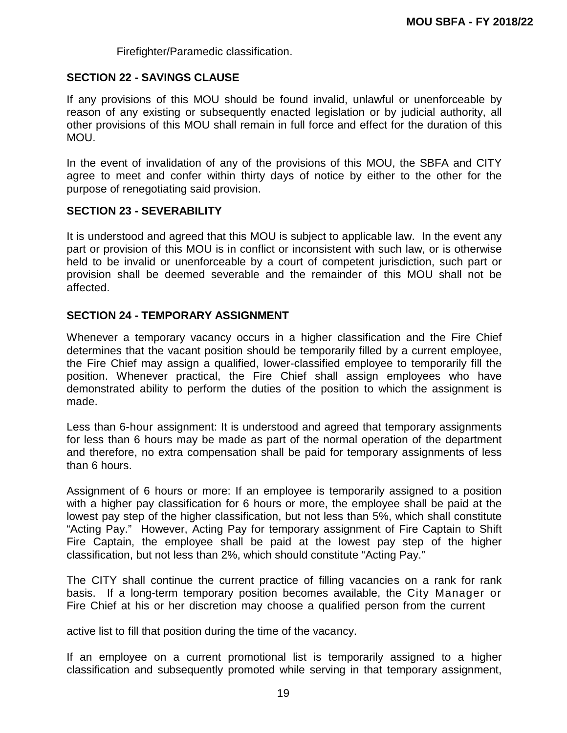Firefighter/Paramedic classification.

## SECTION 22 - SAVINGS CLAUSE

If any provisions of this MOU should be found invalid, unlawful or unenforceable by reason of any existing or subsequently enacted legislation or by judicial authority, all other provisions of this MOU shall remain in full force and effect for the duration of this MOU.

In the event of invalidation of any of the provisions of this MOU, the SBFA and CITY agree to meet and confer within thirty days of notice by either to the other for the purpose of renegotiating said provision.

## SECTION 23 - SEVERABILITY

It is understood and agreed that this MOU is subject to applicable law. In the event any part or provision of this MOU is in conflict or inconsistent with such law, or is otherwise held to be invalid or unenforceable by a court of competent jurisdiction, such part or provision shall be deemed severable and the remainder of this MOU shall not be affected.

## SECTION 24 - TEMPORARY ASSIGNMENT

Whenever a temporary vacancy occurs in a higher classification and the Fire Chief determines that the vacant position should be temporarily filled by a current employee, the Fire Chief may assign a qualified, lower-classified employee to temporarily fill the position. Whenever practical, the Fire Chief shall assign employees who have demonstrated ability to perform the duties of the position to which the assignment is made.

Less than 6-hour assignment: It is understood and agreed that temporary assignments for less than 6 hours may be made as part of the normal operation of the department and therefore, no extra compensation shall be paid for temporary assignments of less than 6 hours.

Assignment of 6 hours or more: If an employee is temporarily assigned to a position with a higher pay classification for 6 hours or more, the employee shall be paid at the lowest pay step of the higher classification, but not less than 5%, which shall constitute "Acting Pay." However, Acting Pay for temporary assignment of Fire Captain to Shift Fire Captain, the employee shall be paid at the lowest pay step of the higher classification, but not less than 2%, which should constitute "Acting Pay."

The CITY shall continue the current practice of filling vacancies on a rank for rank basis. If a long-term temporary position becomes available, the City Manager or Fire Chief at his or her discretion may choose a qualified person from the current active list to fill that position during the time of the vacancy.

If an employee on a current promotional list is temporarily assigned to a higher classification and subsequently promoted while serving in that temporary assignment,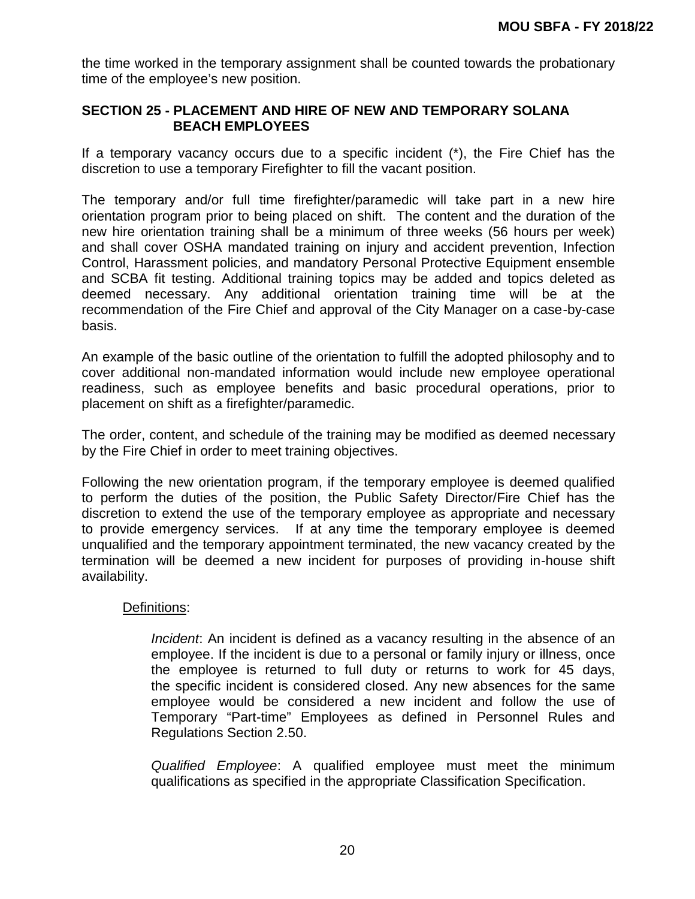the time worked in the temporary assignment shall be counted towards the probationary time of the employee's new position.

## SECTION 25 - PLACEMENT AND HIRE OF NEW AND TEMPORARY SOLANA BEACH EMPLOYEES

If a temporary vacancy occurs due to a specific incident (*), the Fire Chief has the discretion to use a temporary Firefighter to fill the vacant position.

The temporary and/or full time firefighter/paramedic will take part in a new hire orientation program prior to being placed on shift. The content and the duration of the new hire orientation training shall be a minimum of three weeks (56 hours per week) and shall cover OSHA mandated training on injury and accident prevention, Infection Control, Harassment policies, and mandatory Personal Protective Equipment ensemble and SCBA fit testing. Additional training topics may be added and topics deleted as deemed necessary. Any additional orientation training time will be at the recommendation of the Fire Chief and approval of the City Manager on a case-by-case basis.

An example of the basic outline of the orientation to fulfill the adopted philosophy and to cover additional non-mandated information would include new employee operational readiness, such as employee benefits and basic procedural operations, prior to placement on shift as a firefighter/paramedic.

The order, content, and schedule of the training may be modified as deemed necessary by the Fire Chief in order to meet training objectives.

Following the new orientation program, if the temporary employee is deemed qualified to perform the duties of the position, the Public Safety Director/Fire Chief has the discretion to extend the use of the temporary employee as appropriate and necessary to provide emergency services. If at any time the temporary employee is deemed unqualified and the temporary appointment terminated, the new vacancy created by the termination will be deemed a new incident for purposes of providing in-house shift availability.

Definitions:

*Incident*: An incident is defined as a vacancy resulting in the absence of an employee. If the incident is due to a personal or family injury or illness, once the employee is returned to full duty or returns to work for 45 days, the specific incident is considered closed. Any new absences for the same employee would be considered a new incident and follow the use of Temporary "Part-time" Employees as defined in Personnel Rules and Regulations Section 2.50.

*Qualified Employee*: A qualified employee must meet the minimum qualifications as specified in the appropriate Classification Specification.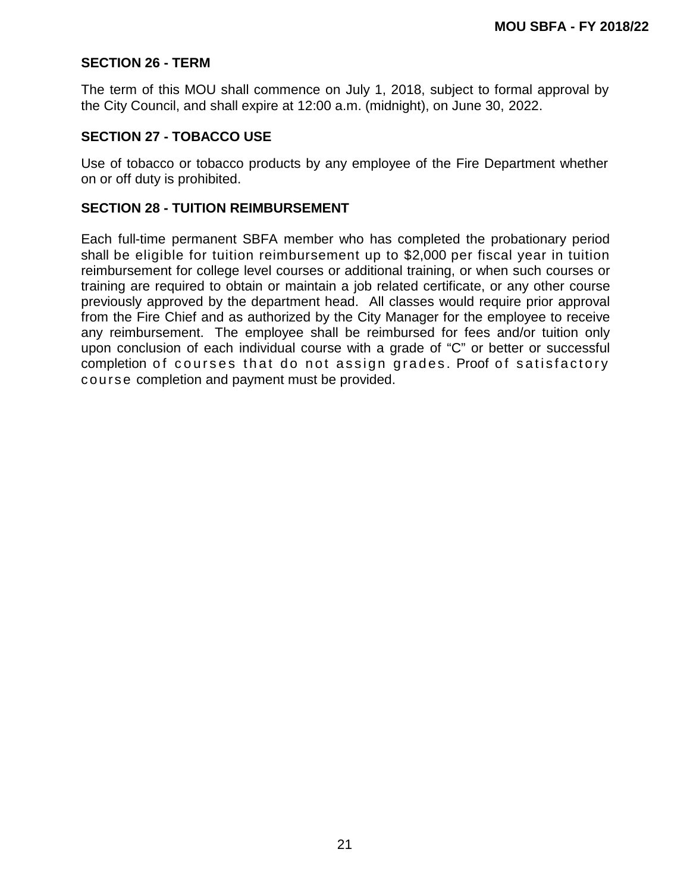## SECTION 26 - TERM

The term of this MOU shall commence on July 1, 2018, subject to formal approval by the City Council, and shall expire at 12:00 a.m. (midnight), on June 30, 2022.

## SECTION 27 - TOBACCO USE

Use of tobacco or tobacco products by any employee of the Fire Department whether on or off duty is prohibited.

## SECTION 28 - TUITION REIMBURSEMENT

Each full-time permanent SBFA member who has completed the probationary period shall be eligible for tuition reimbursement up to $2,000 per fiscal year in tuition reimbursement for college level courses or additional training, or when such courses or training are required to obtain or maintain a job related certificate, or any other course previously approved by the department head. All classes would require prior approval from the Fire Chief and as authorized by the City Manager for the employee to receive any reimbursement. The employee shall be reimbursed for fees and/or tuition only upon conclusion of each individual course with a grade of "C" or better or successful completion of courses that do not assign grades. Proof of satisfactory course completion and payment must be provided.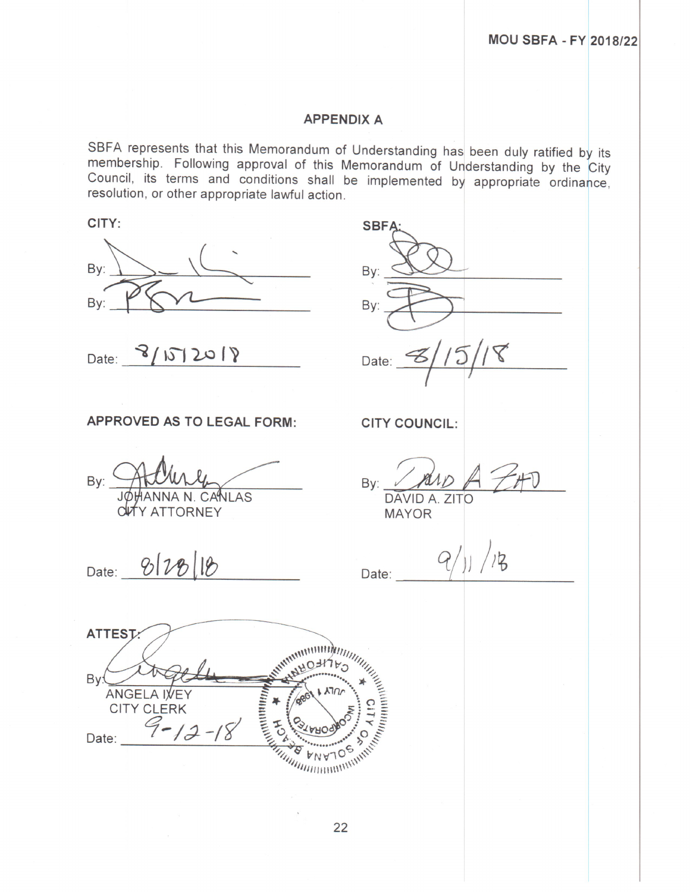## APPENDIX A

SBFA represents that this Memorandum of Understanding has been duly ratified by its membership. Following approval of this Memorandum of Understanding by the City Council, its terms and conditions shall be implemented by appropriate ordinance, resolution, or other appropriate lawful action.

**CITY:**

By: ______________________

By: ______________________

Date: 8/15/2018

**SBFA:**

By: ______________________

By: ______________________

Date: 8/15/18

**APPROVED AS TO LEGAL FORM:**

By: ______________________
JOHANNA N. CANLAS
CITY ATTORNEY

Date: 8/28/18

**CITY COUNCIL:**

By: ______________________
DAVID A. ZITO
MAYOR

Date: 9/11/18

**ATTEST:**

By: ______________________
ANGELA IVEY
CITY CLERK

Date: 9-12-18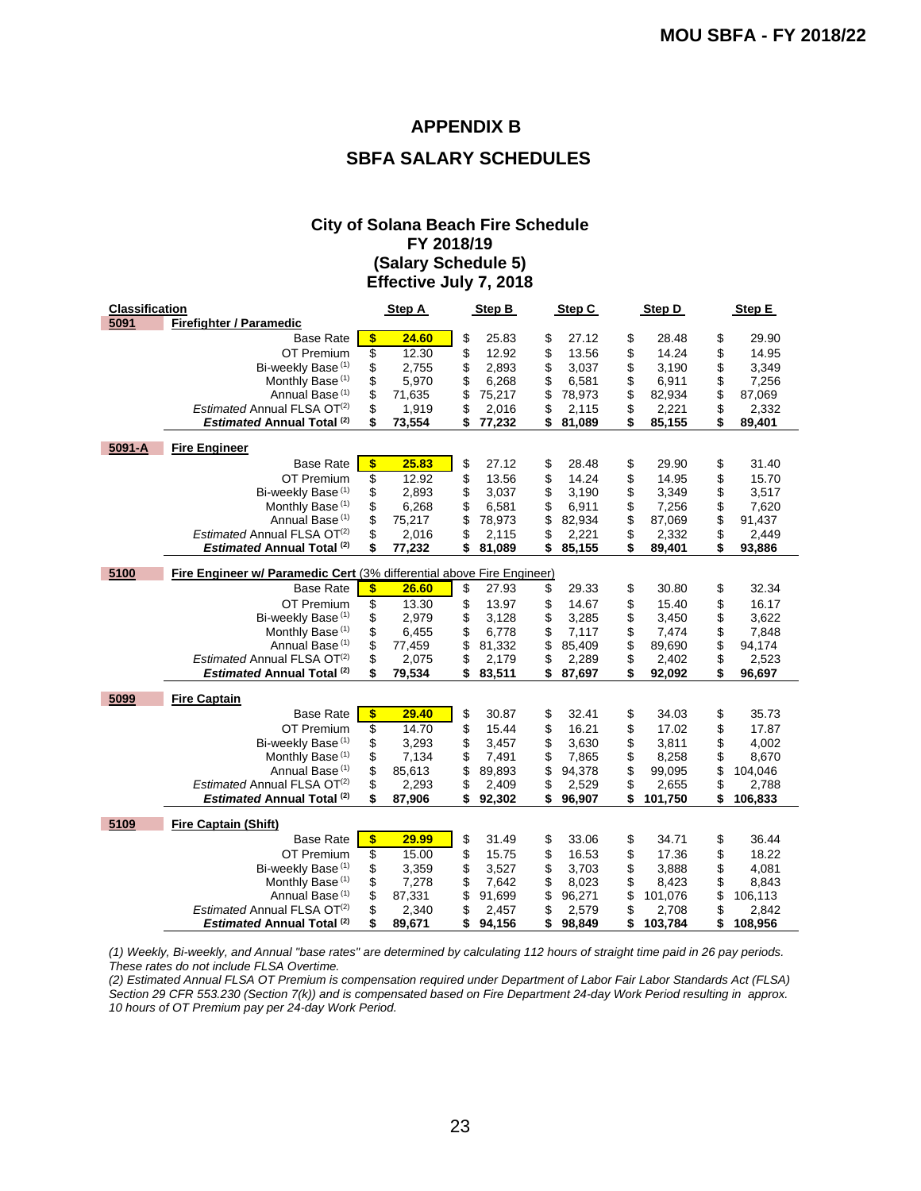## APPENDIX B

## SBFA SALARY SCHEDULES

### City of Solana Beach Fire Schedule
### FY 2018/19
### (Salary Schedule 5)
### Effective July 7, 2018

| Classification | | Step A | Step B | Step C | Step D | Step E |
|---|---|---|---|---|---|---|
| **5091** | **Firefighter / Paramedic** | | | | | |
| | Base Rate | **$ 24.60** | $ 25.83 | $ 27.12 | $ 28.48 | $ 29.90 |
| | OT Premium | $ 12.30 | $ 12.92 | $ 13.56 | $ 14.24 | $ 14.95 |
| | Bi-weekly Base (1) | $ 2,755 | $ 2,893 | $ 3,037 | $ 3,190 | $ 3,349 |
| | Monthly Base (1) | $ 5,970 | $ 6,268 | $ 6,581 | $ 6,911 | $ 7,256 |
| | Annual Base (1) | $ 71,635 | $ 75,217 | $ 78,973 | $ 82,934 | $ 87,069 |
| | *Estimated* Annual FLSA OT(2) | $ 1,919 | $ 2,016 | $ 2,115 | $ 2,221 | $ 2,332 |
| | ***Estimated* Annual Total (2)** | **$ 73,554** | **$ 77,232** | **$ 81,089** | **$ 85,155** | **$ 89,401** |
| **5091-A** | **Fire Engineer** | | | | | |
| | Base Rate | **$ 25.83** | $ 27.12 | $ 28.48 | $ 29.90 | $ 31.40 |
| | OT Premium | $ 12.92 | $ 13.56 | $ 14.24 | $ 14.95 | $ 15.70 |
| | Bi-weekly Base (1) | $ 2,893 | $ 3,037 | $ 3,190 | $ 3,349 | $ 3,517 |
| | Monthly Base (1) | $ 6,268 | $ 6,581 | $ 6,911 | $ 7,256 | $ 7,620 |
| | Annual Base (1) | $ 75,217 | $ 78,973 | $ 82,934 | $ 87,069 | $ 91,437 |
| | *Estimated* Annual FLSA OT(2) | $ 2,016 | $ 2,115 | $ 2,221 | $ 2,332 | $ 2,449 |
| | ***Estimated* Annual Total (2)** | **$ 77,232** | **$ 81,089** | **$ 85,155** | **$ 89,401** | **$ 93,886** |
| **5100** | **Fire Engineer w/ Paramedic Cert** (3% differential above Fire Engineer) | | | | | |
| | Base Rate | **$ 26.60** | $ 27.93 | $ 29.33 | $ 30.80 | $ 32.34 |
| | OT Premium | $ 13.30 | $ 13.97 | $ 14.67 | $ 15.40 | $ 16.17 |
| | Bi-weekly Base (1) | $ 2,979 | $ 3,128 | $ 3,285 | $ 3,450 | $ 3,622 |
| | Monthly Base (1) | $ 6,455 | $ 6,778 | $ 7,117 | $ 7,474 | $ 7,848 |
| | Annual Base (1) | $ 77,459 | $ 81,332 | $ 85,409 | $ 89,690 | $ 94,174 |
| | *Estimated* Annual FLSA OT(2) | $ 2,075 | $ 2,179 | $ 2,289 | $ 2,402 | $ 2,523 |
| | ***Estimated* Annual Total (2)** | **$ 79,534** | **$ 83,511** | **$ 87,697** | **$ 92,092** | **$ 96,697** |
| **5099** | **Fire Captain** | | | | | |
| | Base Rate | **$ 29.40** | $ 30.87 | $ 32.41 | $ 34.03 | $ 35.73 |
| | OT Premium | $ 14.70 | $ 15.44 | $ 16.21 | $ 17.02 | $ 17.87 |
| | Bi-weekly Base (1) | $ 3,293 | $ 3,457 | $ 3,630 | $ 3,811 | $ 4,002 |
| | Monthly Base (1) | $ 7,134 | $ 7,491 | $ 7,865 | $ 8,258 | $ 8,670 |
| | Annual Base (1) | $ 85,613 | $ 89,893 | $ 94,378 | $ 99,095 | $ 104,046 |
| | *Estimated* Annual FLSA OT(2) | $ 2,293 | $ 2,409 | $ 2,529 | $ 2,655 | $ 2,788 |
| | ***Estimated* Annual Total (2)** | **$ 87,906** | **$ 92,302** | **$ 96,907** | **$ 101,750** | **$ 106,833** |
| **5109** | **Fire Captain (Shift)** | | | | | |
| | Base Rate | **$ 29.99** | $ 31.49 | $ 33.06 | $ 34.71 | $ 36.44 |
| | OT Premium | $ 15.00 | $ 15.75 | $ 16.53 | $ 17.36 | $ 18.22 |
| | Bi-weekly Base (1) | $ 3,359 | $ 3,527 | $ 3,703 | $ 3,888 | $ 4,081 |
| | Monthly Base (1) | $ 7,278 | $ 7,642 | $ 8,023 | $ 8,423 | $ 8,843 |
| | Annual Base (1) | $ 87,331 | $ 91,699 | $ 96,271 | $ 101,076 | $ 106,113 |
| | *Estimated* Annual FLSA OT(2) | $ 2,340 | $ 2,457 | $ 2,579 | $ 2,708 | $ 2,842 |
| | ***Estimated* Annual Total (2)** | **$ 89,671** | **$ 94,156** | **$ 98,849** | **$ 103,784** | **$ 108,956** |

*(1) Weekly, Bi-weekly, and Annual "base rates" are determined by calculating 112 hours of straight time paid in 26 pay periods. These rates do not include FLSA Overtime.*

*(2) Estimated Annual FLSA OT Premium is compensation required under Department of Labor Fair Labor Standards Act (FLSA) Section 29 CFR 553.230 (Section 7(k)) and is compensated based on Fire Department 24-day Work Period resulting in approx. 10 hours of OT Premium pay per 24-day Work Period.*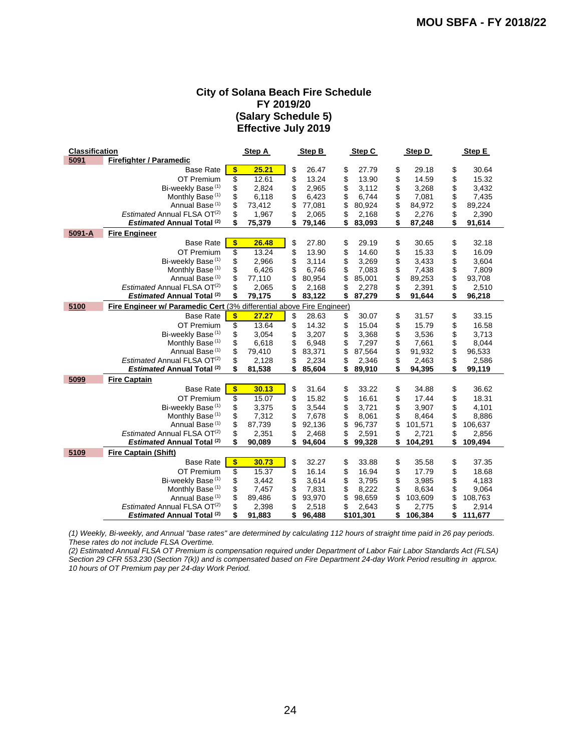# City of Solana Beach Fire Schedule
## FY 2019/20
## (Salary Schedule 5)
## Effective July 2019

| Classification | | Step A | Step B | Step C | Step D | Step E |
|---|---|---|---|---|---|---|
| **5091** | **Firefighter / Paramedic** | | | | | |
| | Base Rate | **$ 25.21** | $ 26.47 | $ 27.79 | $ 29.18 | $ 30.64 |
| | OT Premium | $ 12.61 | $ 13.24 | $ 13.90 | $ 14.59 | $ 15.32 |
| | Bi-weekly Base (1) | $ 2,824 | $ 2,965 | $ 3,112 | $ 3,268 | $ 3,432 |
| | Monthly Base (1) | $ 6,118 | $ 6,423 | $ 6,744 | $ 7,081 | $ 7,435 |
| | Annual Base (1) | $ 73,412 | $ 77,081 | $ 80,924 | $ 84,972 | $ 89,224 |
| | *Estimated* Annual FLSA OT(2) | $ 1,967 | $ 2,065 | $ 2,168 | $ 2,276 | $ 2,390 |
| | ***Estimated* Annual Total (2)** | **$ 75,379** | **$ 79,146** | **$ 83,093** | **$ 87,248** | **$ 91,614** |
| **5091-A** | **Fire Engineer** | | | | | |
| | Base Rate | **$ 26.48** | $ 27.80 | $ 29.19 | $ 30.65 | $ 32.18 |
| | OT Premium | $ 13.24 | $ 13.90 | $ 14.60 | $ 15.33 | $ 16.09 |
| | Bi-weekly Base (1) | $ 2,966 | $ 3,114 | $ 3,269 | $ 3,433 | $ 3,604 |
| | Monthly Base (1) | $ 6,426 | $ 6,746 | $ 7,083 | $ 7,438 | $ 7,809 |
| | Annual Base (1) | $ 77,110 | $ 80,954 | $ 85,001 | $ 89,253 | $ 93,708 |
| | *Estimated* Annual FLSA OT(2) | $ 2,065 | $ 2,168 | $ 2,278 | $ 2,391 | $ 2,510 |
| | ***Estimated* Annual Total (2)** | **$ 79,175** | **$ 83,122** | **$ 87,279** | **$ 91,644** | **$ 96,218** |
| **5100** | **Fire Engineer w/ Paramedic Cert** (3% differential above Fire Engineer) | | | | | |
| | Base Rate | **$ 27.27** | $ 28.63 | $ 30.07 | $ 31.57 | $ 33.15 |
| | OT Premium | $ 13.64 | $ 14.32 | $ 15.04 | $ 15.79 | $ 16.58 |
| | Bi-weekly Base (1) | $ 3,054 | $ 3,207 | $ 3,368 | $ 3,536 | $ 3,713 |
| | Monthly Base (1) | $ 6,618 | $ 6,948 | $ 7,297 | $ 7,661 | $ 8,044 |
| | Annual Base (1) | $ 79,410 | $ 83,371 | $ 87,564 | $ 91,932 | $ 96,533 |
| | *Estimated* Annual FLSA OT(2) | $ 2,128 | $ 2,234 | $ 2,346 | $ 2,463 | $ 2,586 |
| | ***Estimated* Annual Total (2)** | **$ 81,538** | **$ 85,604** | **$ 89,910** | **$ 94,395** | **$ 99,119** |
| **5099** | **Fire Captain** | | | | | |
| | Base Rate | **$ 30.13** | $ 31.64 | $ 33.22 | $ 34.88 | $ 36.62 |
| | OT Premium | $ 15.07 | $ 15.82 | $ 16.61 | $ 17.44 | $ 18.31 |
| | Bi-weekly Base (1) | $ 3,375 | $ 3,544 | $ 3,721 | $ 3,907 | $ 4,101 |
| | Monthly Base (1) | $ 7,312 | $ 7,678 | $ 8,061 | $ 8,464 | $ 8,886 |
| | Annual Base (1) | $ 87,739 | $ 92,136 | $ 96,737 | $ 101,571 | $ 106,637 |
| | *Estimated* Annual FLSA OT(2) | $ 2,351 | $ 2,468 | $ 2,591 | $ 2,721 | $ 2,856 |
| | ***Estimated* Annual Total (2)** | **$ 90,089** | **$ 94,604** | **$ 99,328** | **$ 104,291** | **$ 109,494** |
| **5109** | **Fire Captain (Shift)** | | | | | |
| | Base Rate | **$ 30.73** | $ 32.27 | $ 33.88 | $ 35.58 | $ 37.35 |
| | OT Premium | $ 15.37 | $ 16.14 | $ 16.94 | $ 17.79 | $ 18.68 |
| | Bi-weekly Base (1) | $ 3,442 | $ 3,614 | $ 3,795 | $ 3,985 | $ 4,183 |
| | Monthly Base (1) | $ 7,457 | $ 7,831 | $ 8,222 | $ 8,634 | $ 9,064 |
| | Annual Base (1) | $ 89,486 | $ 93,970 | $ 98,659 | $ 103,609 | $ 108,763 |
| | *Estimated* Annual FLSA OT(2) | $ 2,398 | $ 2,518 | $ 2,643 | $ 2,775 | $ 2,914 |
| | ***Estimated* Annual Total (2)** | **$ 91,883** | **$ 96,488** | **$101,301** | **$ 106,384** | **$ 111,677** |

*(1) Weekly, Bi-weekly, and Annual "base rates" are determined by calculating 112 hours of straight time paid in 26 pay periods. These rates do not include FLSA Overtime.*

*(2) Estimated Annual FLSA OT Premium is compensation required under Department of Labor Fair Labor Standards Act (FLSA) Section 29 CFR 553.230 (Section 7(k)) and is compensated based on Fire Department 24-day Work Period resulting in approx. 10 hours of OT Premium pay per 24-day Work Period.*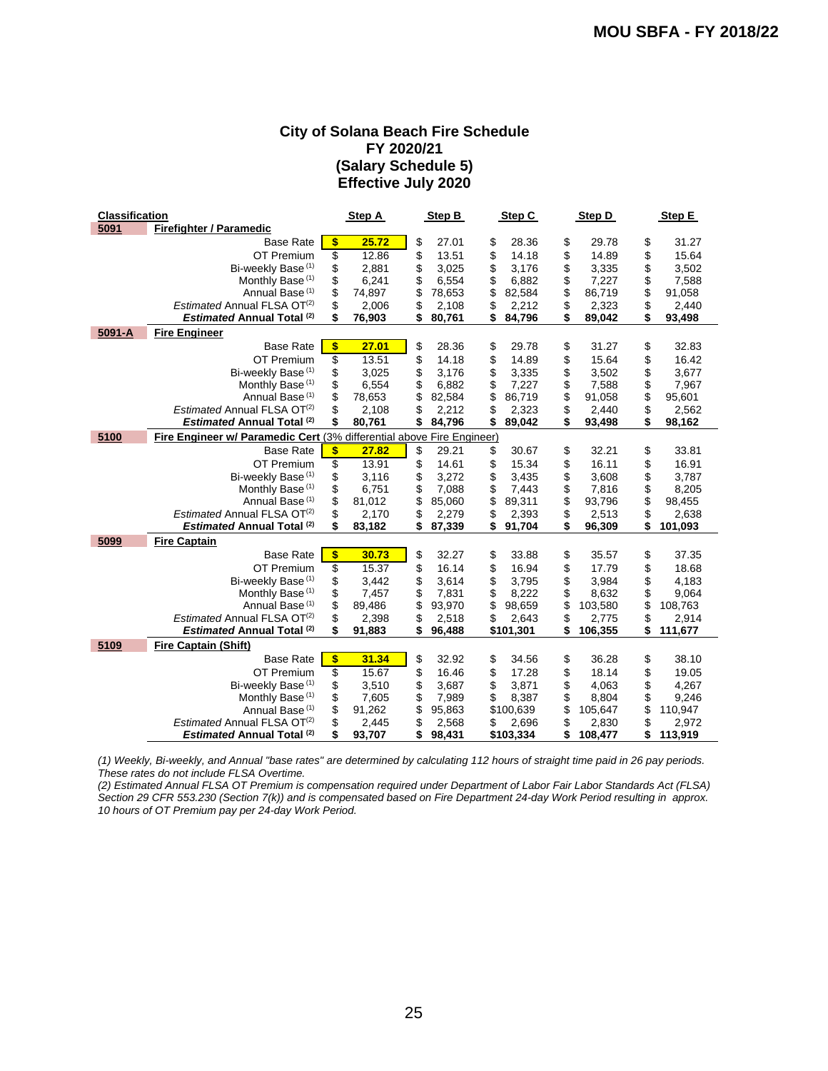## City of Solana Beach Fire Schedule
## FY 2020/21
## (Salary Schedule 5)
## Effective July 2020

| Classification | | Step A | Step B | Step C | Step D | Step E |
|---|---|---|---|---|---|---|
| **5091** | **Firefighter / Paramedic** | | | | | |
| | Base Rate | $ 25.72 | $ 27.01 | $ 28.36 | $ 29.78 | $ 31.27 |
| | OT Premium | $ 12.86 | $ 13.51 | $ 14.18 | $ 14.89 | $ 15.64 |
| | Bi-weekly Base [(1)] | $ 2,881 | $ 3,025 | $ 3,176 | $ 3,335 | $ 3,502 |
| | Monthly Base [(1)] | $ 6,241 | $ 6,554 | $ 6,882 | $ 7,227 | $ 7,588 |
| | Annual Base [(1)] | $ 74,897 | $ 78,653 | $ 82,584 | $ 86,719 | $ 91,058 |
| | *Estimated* Annual FLSA OT[(2)] | $ 2,006 | $ 2,108 | $ 2,212 | $ 2,323 | $ 2,440 |
| | ***Estimated* Annual Total [(2)]** | **$ 76,903** | **$ 80,761** | **$ 84,796** | **$ 89,042** | **$ 93,498** |
| **5091-A** | **Fire Engineer** | | | | | |
| | Base Rate | $ 27.01 | $ 28.36 | $ 29.78 | $ 31.27 | $ 32.83 |
| | OT Premium | $ 13.51 | $ 14.18 | $ 14.89 | $ 15.64 | $ 16.42 |
| | Bi-weekly Base [(1)] | $ 3,025 | $ 3,176 | $ 3,335 | $ 3,502 | $ 3,677 |
| | Monthly Base [(1)] | $ 6,554 | $ 6,882 | $ 7,227 | $ 7,588 | $ 7,967 |
| | Annual Base [(1)] | $ 78,653 | $ 82,584 | $ 86,719 | $ 91,058 | $ 95,601 |
| | *Estimated* Annual FLSA OT[(2)] | $ 2,108 | $ 2,212 | $ 2,323 | $ 2,440 | $ 2,562 |
| | ***Estimated* Annual Total [(2)]** | **$ 80,761** | **$ 84,796** | **$ 89,042** | **$ 93,498** | **$ 98,162** |
| **5100** | **Fire Engineer w/ Paramedic Cert** (3% differential above Fire Engineer) | | | | | |
| | Base Rate | $ 27.82 | $ 29.21 | $ 30.67 | $ 32.21 | $ 33.81 |
| | OT Premium | $ 13.91 | $ 14.61 | $ 15.34 | $ 16.11 | $ 16.91 |
| | Bi-weekly Base [(1)] | $ 3,116 | $ 3,272 | $ 3,435 | $ 3,608 | $ 3,787 |
| | Monthly Base [(1)] | $ 6,751 | $ 7,088 | $ 7,443 | $ 7,816 | $ 8,205 |
| | Annual Base [(1)] | $ 81,012 | $ 85,060 | $ 89,311 | $ 93,796 | $ 98,455 |
| | *Estimated* Annual FLSA OT[(2)] | $ 2,170 | $ 2,279 | $ 2,393 | $ 2,513 | $ 2,638 |
| | ***Estimated* Annual Total [(2)]** | **$ 83,182** | **$ 87,339** | **$ 91,704** | **$ 96,309** | **$ 101,093** |
| **5099** | **Fire Captain** | | | | | |
| | Base Rate | $ 30.73 | $ 32.27 | $ 33.88 | $ 35.57 | $ 37.35 |
| | OT Premium | $ 15.37 | $ 16.14 | $ 16.94 | $ 17.79 | $ 18.68 |
| | Bi-weekly Base [(1)] | $ 3,442 | $ 3,614 | $ 3,795 | $ 3,984 | $ 4,183 |
| | Monthly Base [(1)] | $ 7,457 | $ 7,831 | $ 8,222 | $ 8,632 | $ 9,064 |
| | Annual Base [(1)] | $ 89,486 | $ 93,970 | $ 98,659 | $ 103,580 | $ 108,763 |
| | *Estimated* Annual FLSA OT[(2)] | $ 2,398 | $ 2,518 | $ 2,643 | $ 2,775 | $ 2,914 |
| | ***Estimated* Annual Total [(2)]** | **$ 91,883** | **$ 96,488** | **$101,301** | **$ 106,355** | **$ 111,677** |
| **5109** | **Fire Captain (Shift)** | | | | | |
| | Base Rate | $ 31.34 | $ 32.92 | $ 34.56 | $ 36.28 | $ 38.10 |
| | OT Premium | $ 15.67 | $ 16.46 | $ 17.28 | $ 18.14 | $ 19.05 |
| | Bi-weekly Base [(1)] | $ 3,510 | $ 3,687 | $ 3,871 | $ 4,063 | $ 4,267 |
| | Monthly Base [(1)] | $ 7,605 | $ 7,989 | $ 8,387 | $ 8,804 | $ 9,246 |
| | Annual Base [(1)] | $ 91,262 | $ 95,863 | $100,639 | $ 105,647 | $ 110,947 |
| | *Estimated* Annual FLSA OT[(2)] | $ 2,445 | $ 2,568 | $ 2,696 | $ 2,830 | $ 2,972 |
| | ***Estimated* Annual Total [(2)]** | **$ 93,707** | **$ 98,431** | **$103,334** | **$ 108,477** | **$ 113,919** |

*(1) Weekly, Bi-weekly, and Annual "base rates" are determined by calculating 112 hours of straight time paid in 26 pay periods. These rates do not include FLSA Overtime.*

*(2) Estimated Annual FLSA OT Premium is compensation required under Department of Labor Fair Labor Standards Act (FLSA) Section 29 CFR 553.230 (Section 7(k)) and is compensated based on Fire Department 24-day Work Period resulting in approx. 10 hours of OT Premium pay per 24-day Work Period.*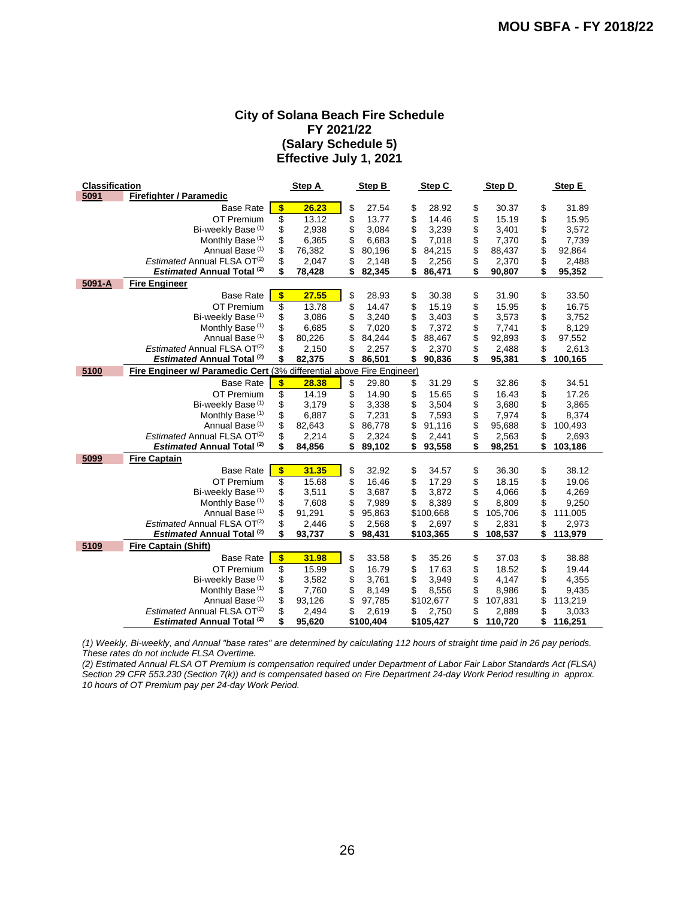# City of Solana Beach Fire Schedule
## FY 2021/22
## (Salary Schedule 5)
## Effective July 1, 2021

| Classification | | Step A | Step B | Step C | Step D | Step E |
|---|---|---|---|---|---|---|
| **5091** | **Firefighter / Paramedic** | | | | | |
| | Base Rate | $ 26.23 | $ 27.54 | $ 28.92 | $ 30.37 | $ 31.89 |
| | OT Premium | $ 13.12 | $ 13.77 | $ 14.46 | $ 15.19 | $ 15.95 |
| | Bi-weekly Base (1) | $ 2,938 | $ 3,084 | $ 3,239 | $ 3,401 | $ 3,572 |
| | Monthly Base (1) | $ 6,365 | $ 6,683 | $ 7,018 | $ 7,370 | $ 7,739 |
| | Annual Base (1) | $ 76,382 | $ 80,196 | $ 84,215 | $ 88,437 | $ 92,864 |
| | *Estimated* Annual FLSA OT(2) | $ 2,047 | $ 2,148 | $ 2,256 | $ 2,370 | $ 2,488 |
| | ***Estimated* Annual Total (2)** | **$ 78,428** | **$ 82,345** | **$ 86,471** | **$ 90,807** | **$ 95,352** |
| **5091-A** | **Fire Engineer** | | | | | |
| | Base Rate | $ 27.55 | $ 28.93 | $ 30.38 | $ 31.90 | $ 33.50 |
| | OT Premium | $ 13.78 | $ 14.47 | $ 15.19 | $ 15.95 | $ 16.75 |
| | Bi-weekly Base (1) | $ 3,086 | $ 3,240 | $ 3,403 | $ 3,573 | $ 3,752 |
| | Monthly Base (1) | $ 6,685 | $ 7,020 | $ 7,372 | $ 7,741 | $ 8,129 |
| | Annual Base (1) | $ 80,226 | $ 84,244 | $ 88,467 | $ 92,893 | $ 97,552 |
| | *Estimated* Annual FLSA OT(2) | $ 2,150 | $ 2,257 | $ 2,370 | $ 2,488 | $ 2,613 |
| | ***Estimated* Annual Total (2)** | **$ 82,375** | **$ 86,501** | **$ 90,836** | **$ 95,381** | **$ 100,165** |
| **5100** | **Fire Engineer w/ Paramedic Cert** (3% differential above Fire Engineer) | | | | | |
| | Base Rate | $ 28.38 | $ 29.80 | $ 31.29 | $ 32.86 | $ 34.51 |
| | OT Premium | $ 14.19 | $ 14.90 | $ 15.65 | $ 16.43 | $ 17.26 |
| | Bi-weekly Base (1) | $ 3,179 | $ 3,338 | $ 3,504 | $ 3,680 | $ 3,865 |
| | Monthly Base (1) | $ 6,887 | $ 7,231 | $ 7,593 | $ 7,974 | $ 8,374 |
| | Annual Base (1) | $ 82,643 | $ 86,778 | $ 91,116 | $ 95,688 | $ 100,493 |
| | *Estimated* Annual FLSA OT(2) | $ 2,214 | $ 2,324 | $ 2,441 | $ 2,563 | $ 2,693 |
| | ***Estimated* Annual Total (2)** | **$ 84,856** | **$ 89,102** | **$ 93,558** | **$ 98,251** | **$ 103,186** |
| **5099** | **Fire Captain** | | | | | |
| | Base Rate | $ 31.35 | $ 32.92 | $ 34.57 | $ 36.30 | $ 38.12 |
| | OT Premium | $ 15.68 | $ 16.46 | $ 17.29 | $ 18.15 | $ 19.06 |
| | Bi-weekly Base (1) | $ 3,511 | $ 3,687 | $ 3,872 | $ 4,066 | $ 4,269 |
| | Monthly Base (1) | $ 7,608 | $ 7,989 | $ 8,389 | $ 8,809 | $ 9,250 |
| | Annual Base (1) | $ 91,291 | $ 95,863 | $100,668 | $ 105,706 | $ 111,005 |
| | *Estimated* Annual FLSA OT(2) | $ 2,446 | $ 2,568 | $ 2,697 | $ 2,831 | $ 2,973 |
| | ***Estimated* Annual Total (2)** | **$ 93,737** | **$ 98,431** | **$103,365** | **$ 108,537** | **$ 113,979** |
| **5109** | **Fire Captain (Shift)** | | | | | |
| | Base Rate | $ 31.98 | $ 33.58 | $ 35.26 | $ 37.03 | $ 38.88 |
| | OT Premium | $ 15.99 | $ 16.79 | $ 17.63 | $ 18.52 | $ 19.44 |
| | Bi-weekly Base (1) | $ 3,582 | $ 3,761 | $ 3,949 | $ 4,147 | $ 4,355 |
| | Monthly Base (1) | $ 7,760 | $ 8,149 | $ 8,556 | $ 8,986 | $ 9,435 |
| | Annual Base (1) | $ 93,126 | $ 97,785 | $102,677 | $ 107,831 | $ 113,219 |
| | *Estimated* Annual FLSA OT(2) | $ 2,494 | $ 2,619 | $ 2,750 | $ 2,889 | $ 3,033 |
| | ***Estimated* Annual Total (2)** | **$ 95,620** | **$100,404** | **$105,427** | **$ 110,720** | **$ 116,251** |

*(1) Weekly, Bi-weekly, and Annual "base rates" are determined by calculating 112 hours of straight time paid in 26 pay periods. These rates do not include FLSA Overtime.*

*(2) Estimated Annual FLSA OT Premium is compensation required under Department of Labor Fair Labor Standards Act (FLSA) Section 29 CFR 553.230 (Section 7(k)) and is compensated based on Fire Department 24-day Work Period resulting in approx. 10 hours of OT Premium pay per 24-day Work Period.*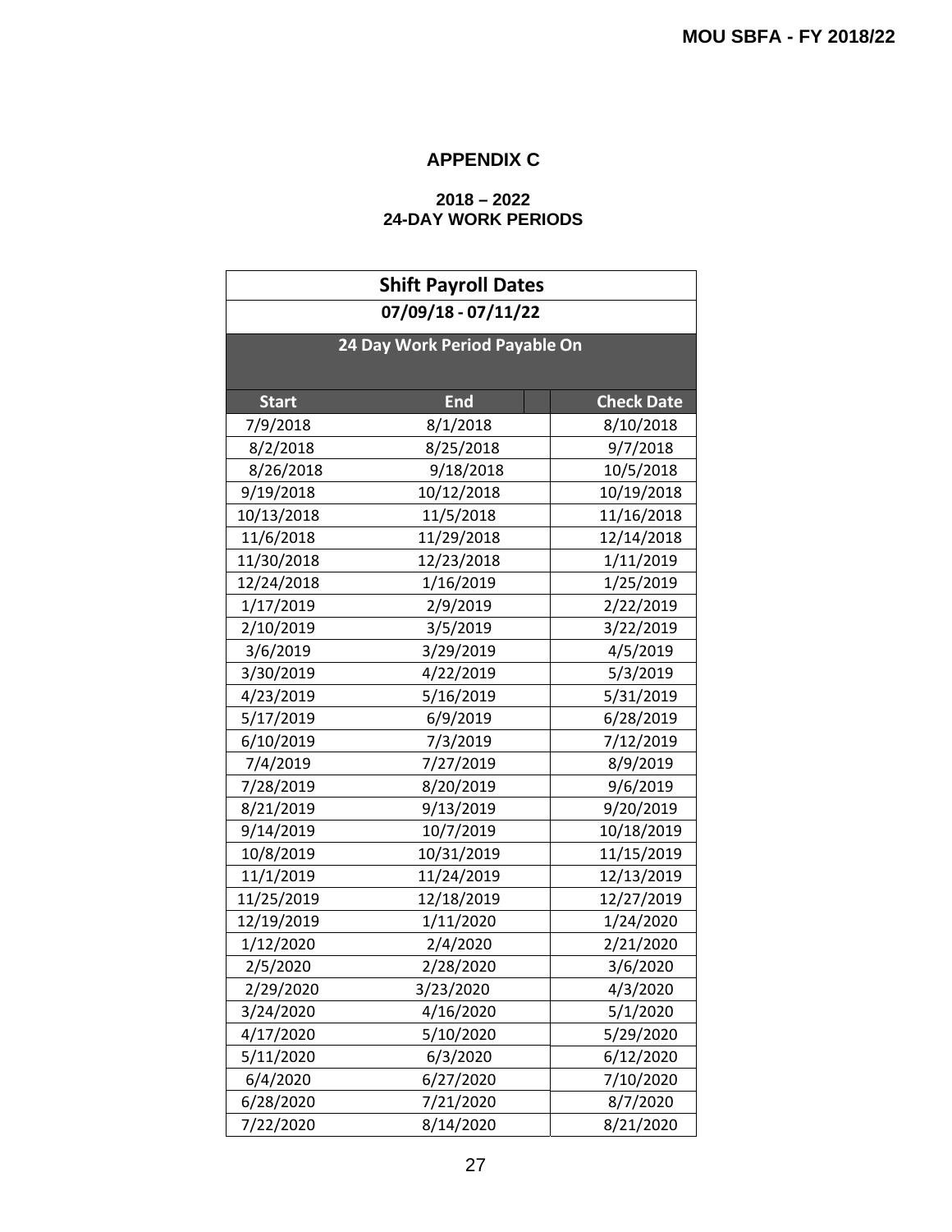# APPENDIX C

## 2018 – 2022
## 24-DAY WORK PERIODS

| Shift Payroll Dates | | |
|---|---|---|
| 07/09/18 - 07/11/22 | | |
| 24 Day Work Period Payable On | | |
| **Start** | **End** | **Check Date** |
| 7/9/2018 | 8/1/2018 | 8/10/2018 |
| 8/2/2018 | 8/25/2018 | 9/7/2018 |
| 8/26/2018 | 9/18/2018 | 10/5/2018 |
| 9/19/2018 | 10/12/2018 | 10/19/2018 |
| 10/13/2018 | 11/5/2018 | 11/16/2018 |
| 11/6/2018 | 11/29/2018 | 12/14/2018 |
| 11/30/2018 | 12/23/2018 | 1/11/2019 |
| 12/24/2018 | 1/16/2019 | 1/25/2019 |
| 1/17/2019 | 2/9/2019 | 2/22/2019 |
| 2/10/2019 | 3/5/2019 | 3/22/2019 |
| 3/6/2019 | 3/29/2019 | 4/5/2019 |
| 3/30/2019 | 4/22/2019 | 5/3/2019 |
| 4/23/2019 | 5/16/2019 | 5/31/2019 |
| 5/17/2019 | 6/9/2019 | 6/28/2019 |
| 6/10/2019 | 7/3/2019 | 7/12/2019 |
| 7/4/2019 | 7/27/2019 | 8/9/2019 |
| 7/28/2019 | 8/20/2019 | 9/6/2019 |
| 8/21/2019 | 9/13/2019 | 9/20/2019 |
| 9/14/2019 | 10/7/2019 | 10/18/2019 |
| 10/8/2019 | 10/31/2019 | 11/15/2019 |
| 11/1/2019 | 11/24/2019 | 12/13/2019 |
| 11/25/2019 | 12/18/2019 | 12/27/2019 |
| 12/19/2019 | 1/11/2020 | 1/24/2020 |
| 1/12/2020 | 2/4/2020 | 2/21/2020 |
| 2/5/2020 | 2/28/2020 | 3/6/2020 |
| 2/29/2020 | 3/23/2020 | 4/3/2020 |
| 3/24/2020 | 4/16/2020 | 5/1/2020 |
| 4/17/2020 | 5/10/2020 | 5/29/2020 |
| 5/11/2020 | 6/3/2020 | 6/12/2020 |
| 6/4/2020 | 6/27/2020 | 7/10/2020 |
| 6/28/2020 | 7/21/2020 | 8/7/2020 |
| 7/22/2020 | 8/14/2020 | 8/21/2020 |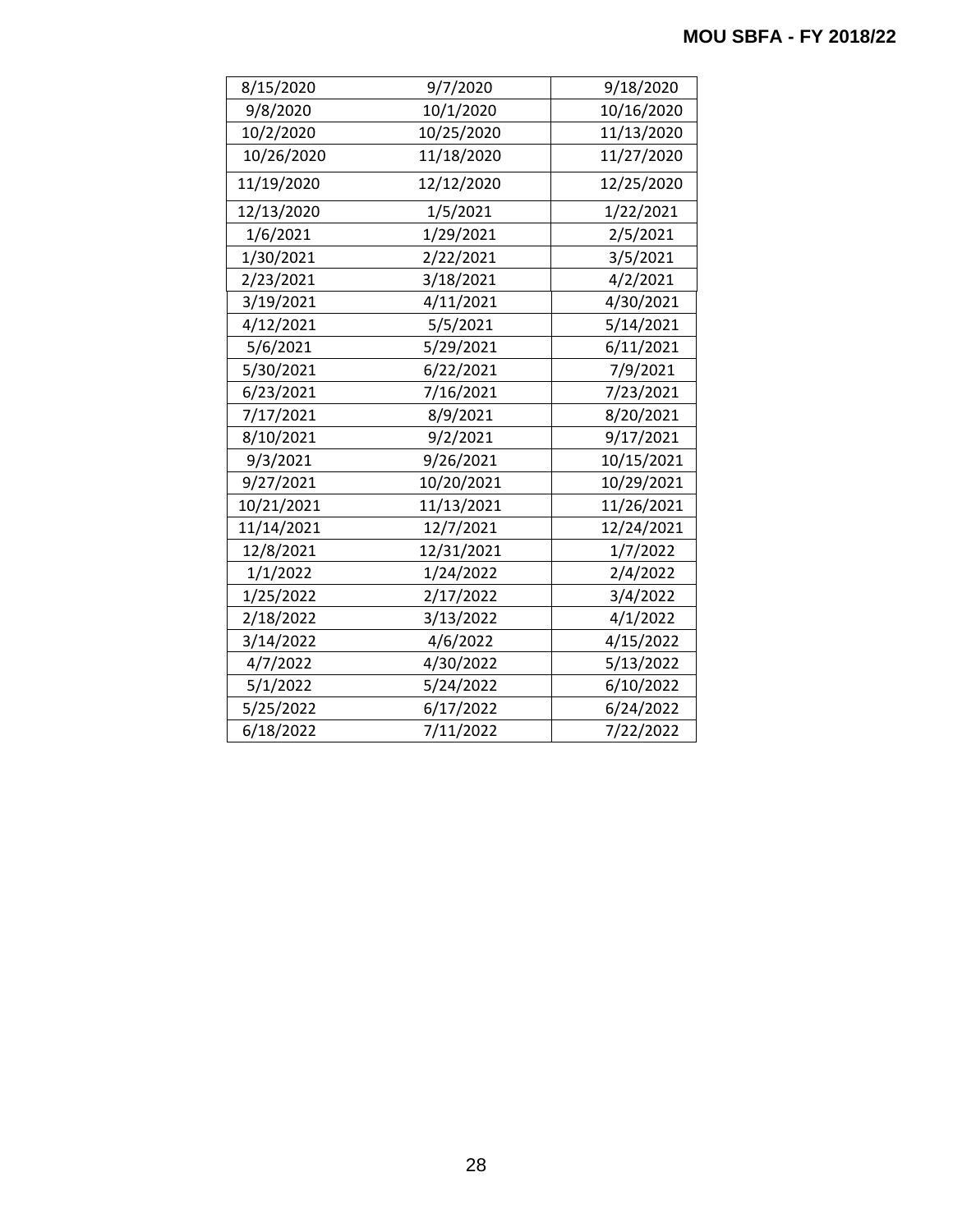| | | |
|---|---|---|
| 8/15/2020 | 9/7/2020 | 9/18/2020 |
| 9/8/2020 | 10/1/2020 | 10/16/2020 |
| 10/2/2020 | 10/25/2020 | 11/13/2020 |
| 10/26/2020 | 11/18/2020 | 11/27/2020 |
| 11/19/2020 | 12/12/2020 | 12/25/2020 |
| 12/13/2020 | 1/5/2021 | 1/22/2021 |
| 1/6/2021 | 1/29/2021 | 2/5/2021 |
| 1/30/2021 | 2/22/2021 | 3/5/2021 |
| 2/23/2021 | 3/18/2021 | 4/2/2021 |
| 3/19/2021 | 4/11/2021 | 4/30/2021 |
| 4/12/2021 | 5/5/2021 | 5/14/2021 |
| 5/6/2021 | 5/29/2021 | 6/11/2021 |
| 5/30/2021 | 6/22/2021 | 7/9/2021 |
| 6/23/2021 | 7/16/2021 | 7/23/2021 |
| 7/17/2021 | 8/9/2021 | 8/20/2021 |
| 8/10/2021 | 9/2/2021 | 9/17/2021 |
| 9/3/2021 | 9/26/2021 | 10/15/2021 |
| 9/27/2021 | 10/20/2021 | 10/29/2021 |
| 10/21/2021 | 11/13/2021 | 11/26/2021 |
| 11/14/2021 | 12/7/2021 | 12/24/2021 |
| 12/8/2021 | 12/31/2021 | 1/7/2022 |
| 1/1/2022 | 1/24/2022 | 2/4/2022 |
| 1/25/2022 | 2/17/2022 | 3/4/2022 |
| 2/18/2022 | 3/13/2022 | 4/1/2022 |
| 3/14/2022 | 4/6/2022 | 4/15/2022 |
| 4/7/2022 | 4/30/2022 | 5/13/2022 |
| 5/1/2022 | 5/24/2022 | 6/10/2022 |
| 5/25/2022 | 6/17/2022 | 6/24/2022 |
| 6/18/2022 | 7/11/2022 | 7/22/2022 |